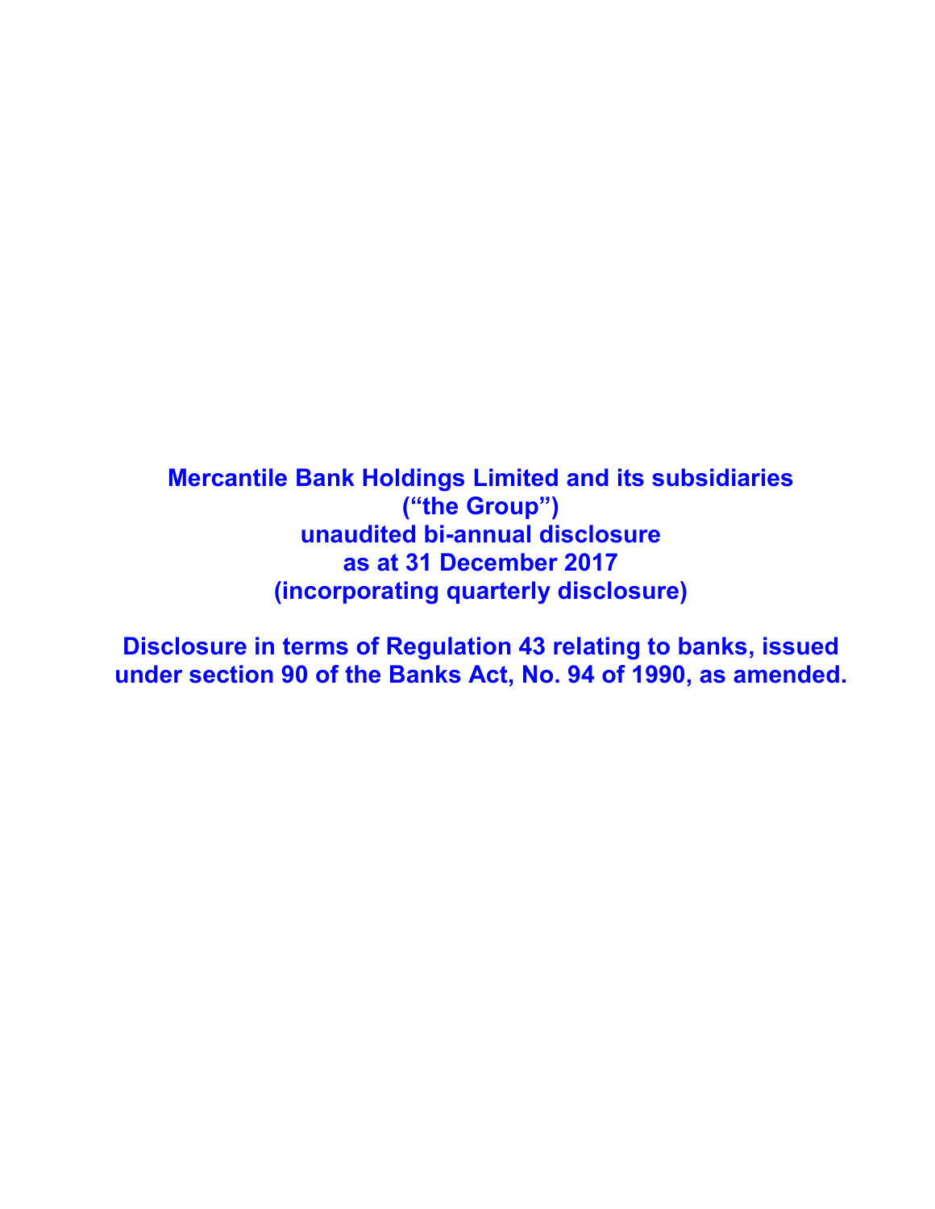# Mercantile Bank Holdings Limited and its subsidiaries
# ("the Group")
# unaudited bi-annual disclosure
# as at 31 December 2017
# (incorporating quarterly disclosure)

## Disclosure in terms of Regulation 43 relating to banks, issued under section 90 of the Banks Act, No. 94 of 1990, as amended.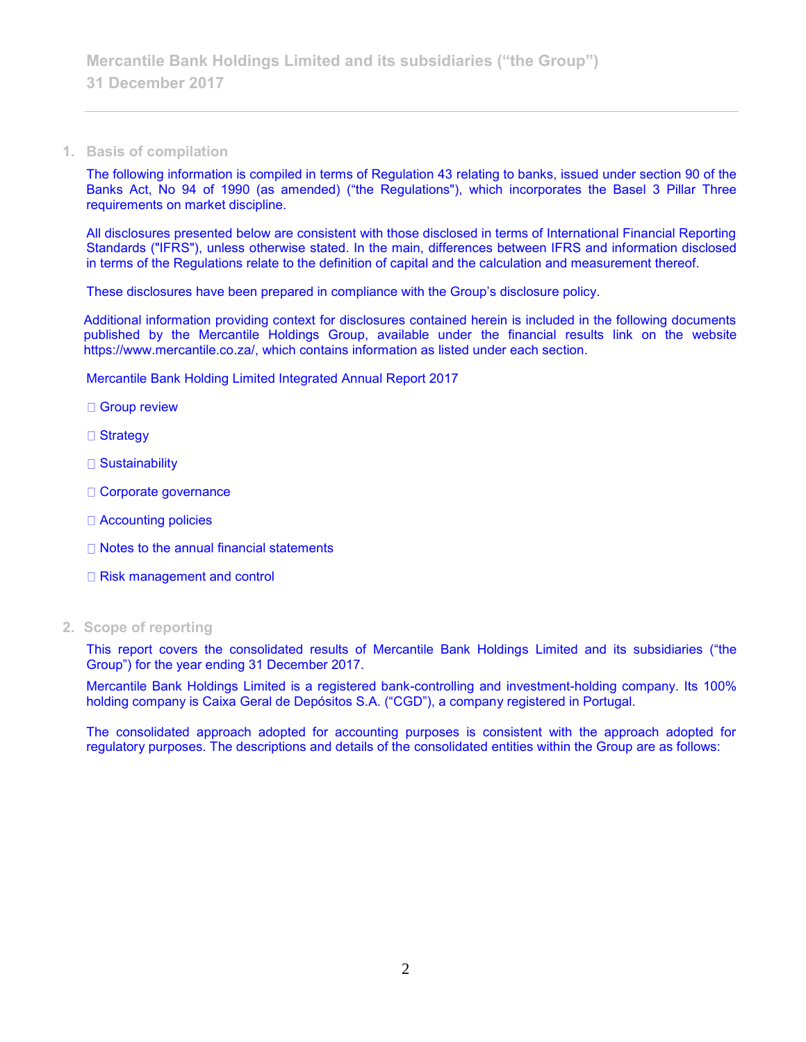## 1. Basis of compilation

The following information is compiled in terms of Regulation 43 relating to banks, issued under section 90 of the Banks Act, No 94 of 1990 (as amended) ("the Regulations"), which incorporates the Basel 3 Pillar Three requirements on market discipline.

All disclosures presented below are consistent with those disclosed in terms of International Financial Reporting Standards ("IFRS"), unless otherwise stated. In the main, differences between IFRS and information disclosed in terms of the Regulations relate to the definition of capital and the calculation and measurement thereof.

These disclosures have been prepared in compliance with the Group's disclosure policy.

Additional information providing context for disclosures contained herein is included in the following documents published by the Mercantile Holdings Group, available under the financial results link on the website https://www.mercantile.co.za/, which contains information as listed under each section.

Mercantile Bank Holding Limited Integrated Annual Report 2017

- Group review
- Strategy
- Sustainability
- Corporate governance
- Accounting policies
- Notes to the annual financial statements
- Risk management and control

## 2. Scope of reporting

This report covers the consolidated results of Mercantile Bank Holdings Limited and its subsidiaries ("the Group") for the year ending 31 December 2017.

Mercantile Bank Holdings Limited is a registered bank-controlling and investment-holding company. Its 100% holding company is Caixa Geral de Depósitos S.A. ("CGD"), a company registered in Portugal.

The consolidated approach adopted for accounting purposes is consistent with the approach adopted for regulatory purposes. The descriptions and details of the consolidated entities within the Group are as follows: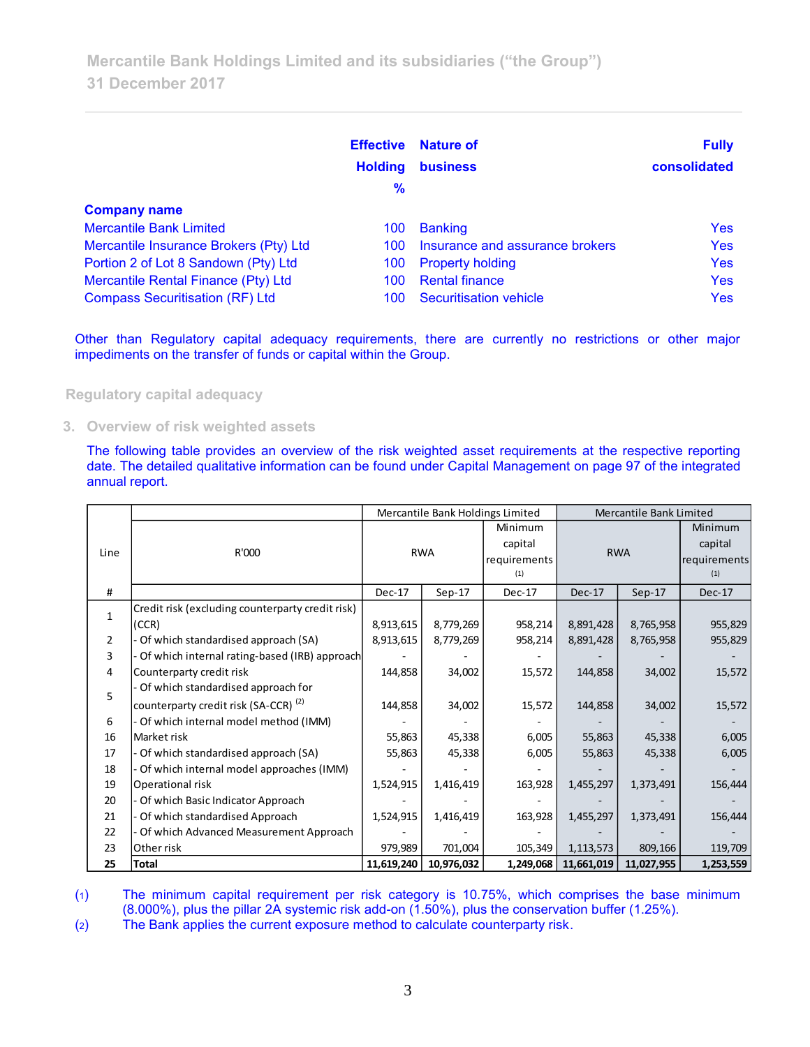| Company name | Effective Holding % | Nature of business | Fully consolidated |
|---|---|---|---|
| Mercantile Bank Limited | 100 | Banking | Yes |
| Mercantile Insurance Brokers (Pty) Ltd | 100 | Insurance and assurance brokers | Yes |
| Portion 2 of Lot 8 Sandown (Pty) Ltd | 100 | Property holding | Yes |
| Mercantile Rental Finance (Pty) Ltd | 100 | Rental finance | Yes |
| Compass Securitisation (RF) Ltd | 100 | Securitisation vehicle | Yes |

Other than Regulatory capital adequacy requirements, there are currently no restrictions or other major impediments on the transfer of funds or capital within the Group.

## Regulatory capital adequacy

### 3. Overview of risk weighted assets

The following table provides an overview of the risk weighted asset requirements at the respective reporting date. The detailed qualitative information can be found under Capital Management on page 97 of the integrated annual report.

| Line | R'000 | Mercantile Bank Holdings Limited | | | Mercantile Bank Limited | | |
|---|---|---|---|---|---|---|---|
| | | RWA | | Minimum capital requirements (1) | RWA | | Minimum capital requirements (1) |
| # | | Dec-17 | Sep-17 | Dec-17 | Dec-17 | Sep-17 | Dec-17 |
| 1 | Credit risk (excluding counterparty credit risk) (CCR) | 8,913,615 | 8,779,269 | 958,214 | 8,891,428 | 8,765,958 | 955,829 |
| 2 | - Of which standardised approach (SA) | 8,913,615 | 8,779,269 | 958,214 | 8,891,428 | 8,765,958 | 955,829 |
| 3 | - Of which internal rating-based (IRB) approach | - | - | - | - | - | - |
| 4 | Counterparty credit risk | 144,858 | 34,002 | 15,572 | 144,858 | 34,002 | 15,572 |
| 5 | - Of which standardised approach for counterparty credit risk (SA-CCR) (2) | 144,858 | 34,002 | 15,572 | 144,858 | 34,002 | 15,572 |
| 6 | - Of which internal model method (IMM) | - | - | - | - | - | - |
| 16 | Market risk | 55,863 | 45,338 | 6,005 | 55,863 | 45,338 | 6,005 |
| 17 | - Of which standardised approach (SA) | 55,863 | 45,338 | 6,005 | 55,863 | 45,338 | 6,005 |
| 18 | - Of which internal model approaches (IMM) | - | - | - | - | - | - |
| 19 | Operational risk | 1,524,915 | 1,416,419 | 163,928 | 1,455,297 | 1,373,491 | 156,444 |
| 20 | - Of which Basic Indicator Approach | - | - | - | - | - | - |
| 21 | - Of which standardised Approach | 1,524,915 | 1,416,419 | 163,928 | 1,455,297 | 1,373,491 | 156,444 |
| 22 | - Of which Advanced Measurement Approach | - | - | - | - | - | - |
| 23 | Other risk | 979,989 | 701,004 | 105,349 | 1,113,573 | 809,166 | 119,709 |
| **25** | **Total** | **11,619,240** | **10,976,032** | **1,249,068** | **11,661,019** | **11,027,955** | **1,253,559** |

(1) The minimum capital requirement per risk category is 10.75%, which comprises the base minimum (8.000%), plus the pillar 2A systemic risk add-on (1.50%), plus the conservation buffer (1.25%).

(2) The Bank applies the current exposure method to calculate counterparty risk.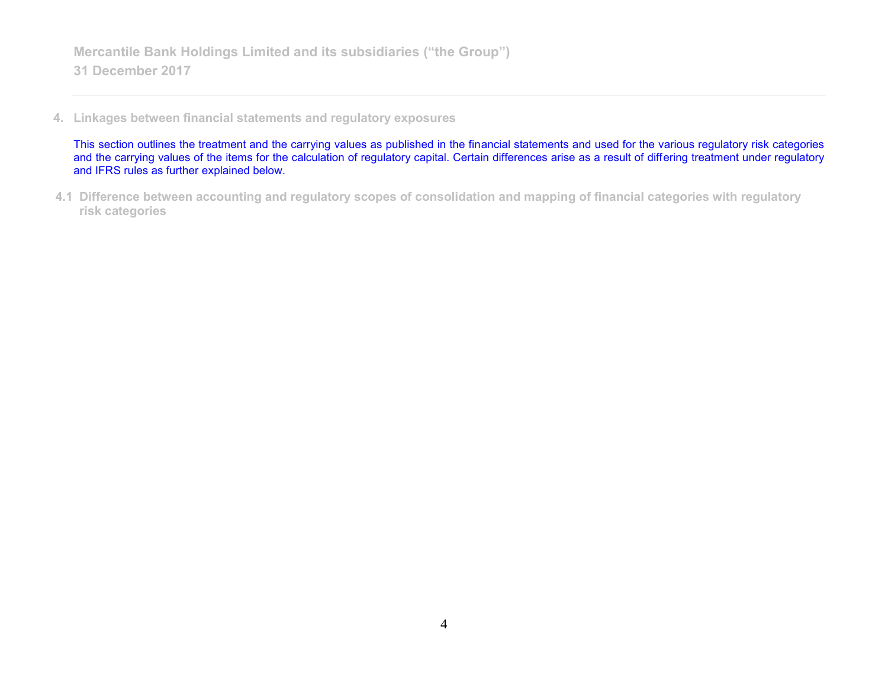## 4. Linkages between financial statements and regulatory exposures

This section outlines the treatment and the carrying values as published in the financial statements and used for the various regulatory risk categories and the carrying values of the items for the calculation of regulatory capital. Certain differences arise as a result of differing treatment under regulatory and IFRS rules as further explained below.

### 4.1 Difference between accounting and regulatory scopes of consolidation and mapping of financial categories with regulatory risk categories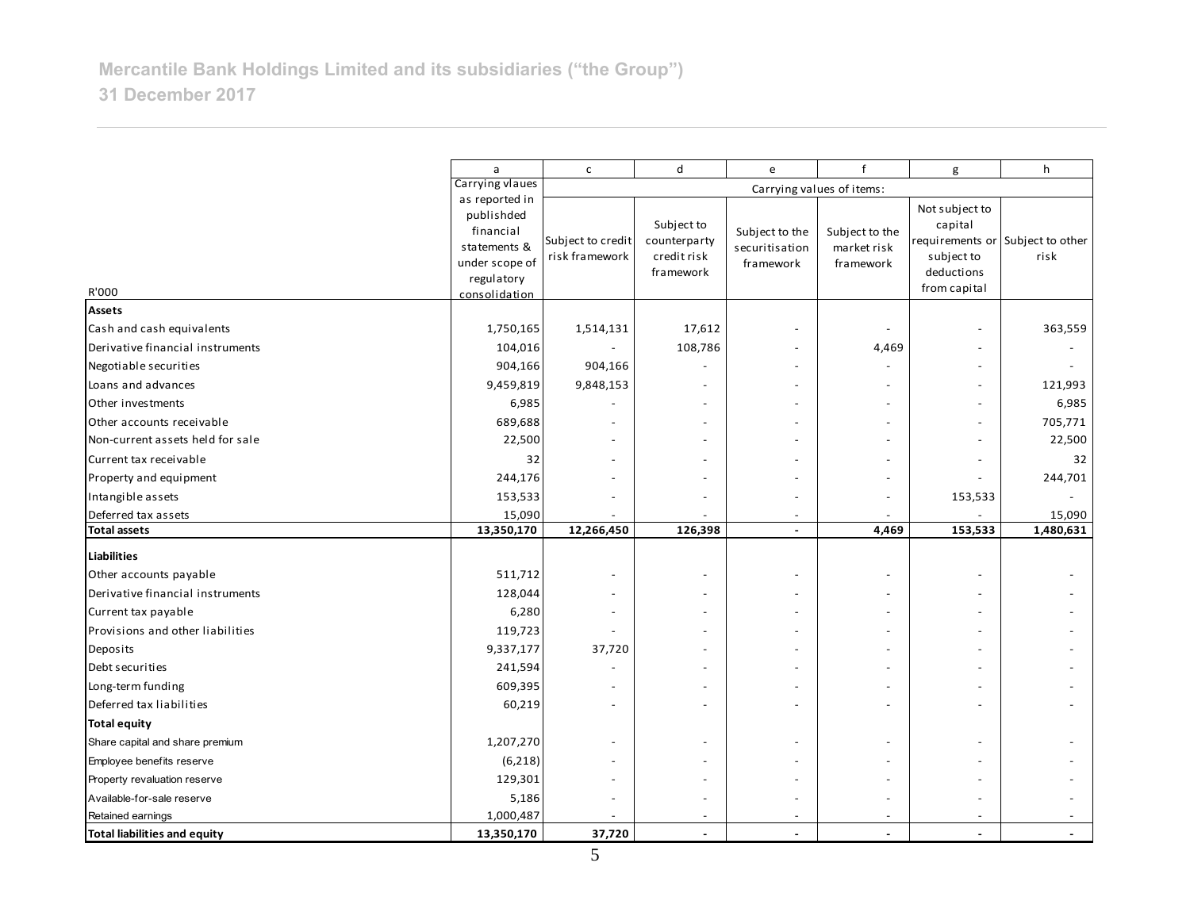# Mercantile Bank Holdings Limited and its subsidiaries ("the Group")

## 31 December 2017

| R'000 | a | c | d | e | f | g | h |
|---|---|---|---|---|---|---|---|
| | Carrying vlaues as reported in publishded financial statements & under scope of regulatory consolidation | Carrying values of items: | | | | | |
| | | Subject to credit risk framework | Subject to counterparty credit risk framework | Subject to the securitisation framework | Subject to the market risk framework | Not subject to capital requirements or subject to deductions from capital | Subject to other risk |
| **Assets** | | | | | | | |
| Cash and cash equivalents | 1,750,165 | 1,514,131 | 17,612 | - | - | - | 363,559 |
| Derivative financial instruments | 104,016 | - | 108,786 | - | 4,469 | - | - |
| Negotiable securities | 904,166 | 904,166 | - | - | - | - | - |
| Loans and advances | 9,459,819 | 9,848,153 | - | - | - | - | 121,993 |
| Other investments | 6,985 | - | - | - | - | - | 6,985 |
| Other accounts receivable | 689,688 | - | - | - | - | - | 705,771 |
| Non-current assets held for sale | 22,500 | - | - | - | - | - | 22,500 |
| Current tax receivable | 32 | - | - | - | - | - | 32 |
| Property and equipment | 244,176 | - | - | - | - | - | 244,701 |
| Intangible assets | 153,533 | - | - | - | - | 153,533 | - |
| Deferred tax assets | 15,090 | - | - | - | - | - | 15,090 |
| **Total assets** | **13,350,170** | **12,266,450** | **126,398** | **-** | **4,469** | **153,533** | **1,480,631** |
| **Liabilities** | | | | | | | |
| Other accounts payable | 511,712 | - | - | - | - | - | - |
| Derivative financial instruments | 128,044 | - | - | - | - | - | - |
| Current tax payable | 6,280 | - | - | - | - | - | - |
| Provisions and other liabilities | 119,723 | - | - | - | - | - | - |
| Deposits | 9,337,177 | 37,720 | - | - | - | - | - |
| Debt securities | 241,594 | - | - | - | - | - | - |
| Long-term funding | 609,395 | - | - | - | - | - | - |
| Deferred tax liabilities | 60,219 | - | - | - | - | - | - |
| **Total equity** | | | | | | | |
| Share capital and share premium | 1,207,270 | - | - | - | - | - | - |
| Employee benefits reserve | (6,218) | - | - | - | - | - | - |
| Property revaluation reserve | 129,301 | - | - | - | - | - | - |
| Available-for-sale reserve | 5,186 | - | - | - | - | - | - |
| Retained earnings | 1,000,487 | - | - | - | - | - | - |
| **Total liabilities and equity** | **13,350,170** | **37,720** | **-** | **-** | **-** | **-** | **-** |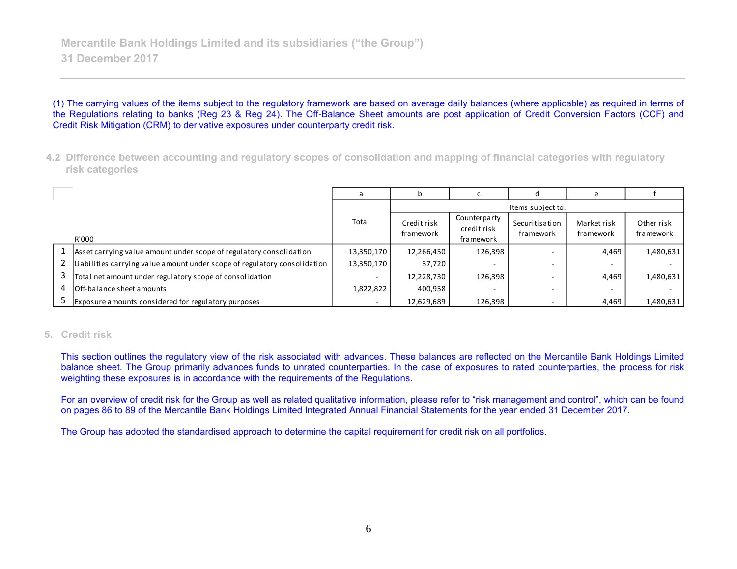(1) The carrying values of the items subject to the regulatory framework are based on average daily balances (where applicable) as required in terms of the Regulations relating to banks (Reg 23 & Reg 24). The Off-Balance Sheet amounts are post application of Credit Conversion Factors (CCF) and Credit Risk Mitigation (CRM) to derivative exposures under counterparty credit risk.

## 4.2 Difference between accounting and regulatory scopes of consolidation and mapping of financial categories with regulatory risk categories

| | | a | b | c | d | e | f |
|---|---|---|---|---|---|---|---|
| | | | Items subject to: | | | | |
| | R'000 | Total | Credit risk framework | Counterparty credit risk framework | Securitisation framework | Market risk framework | Other risk framework |
| 1 | Asset carrying value amount under scope of regulatory consolidation | 13,350,170 | 12,266,450 | 126,398 | - | 4,469 | 1,480,631 |
| 2 | Liabilities carrying value amount under scope of regulatory consolidation | 13,350,170 | 37,720 | - | - | - | - |
| 3 | Total net amount under regulatory scope of consolidation | - | 12,228,730 | 126,398 | - | 4,469 | 1,480,631 |
| 4 | Off-balance sheet amounts | 1,822,822 | 400,958 | - | - | - | - |
| 5 | Exposure amounts considered for regulatory purposes | - | 12,629,689 | 126,398 | - | 4,469 | 1,480,631 |

## 5. Credit risk

This section outlines the regulatory view of the risk associated with advances. These balances are reflected on the Mercantile Bank Holdings Limited balance sheet. The Group primarily advances funds to unrated counterparties. In the case of exposures to rated counterparties, the process for risk weighting these exposures is in accordance with the requirements of the Regulations.

For an overview of credit risk for the Group as well as related qualitative information, please refer to "risk management and control", which can be found on pages 86 to 89 of the Mercantile Bank Holdings Limited Integrated Annual Financial Statements for the year ended 31 December 2017.

The Group has adopted the standardised approach to determine the capital requirement for credit risk on all portfolios.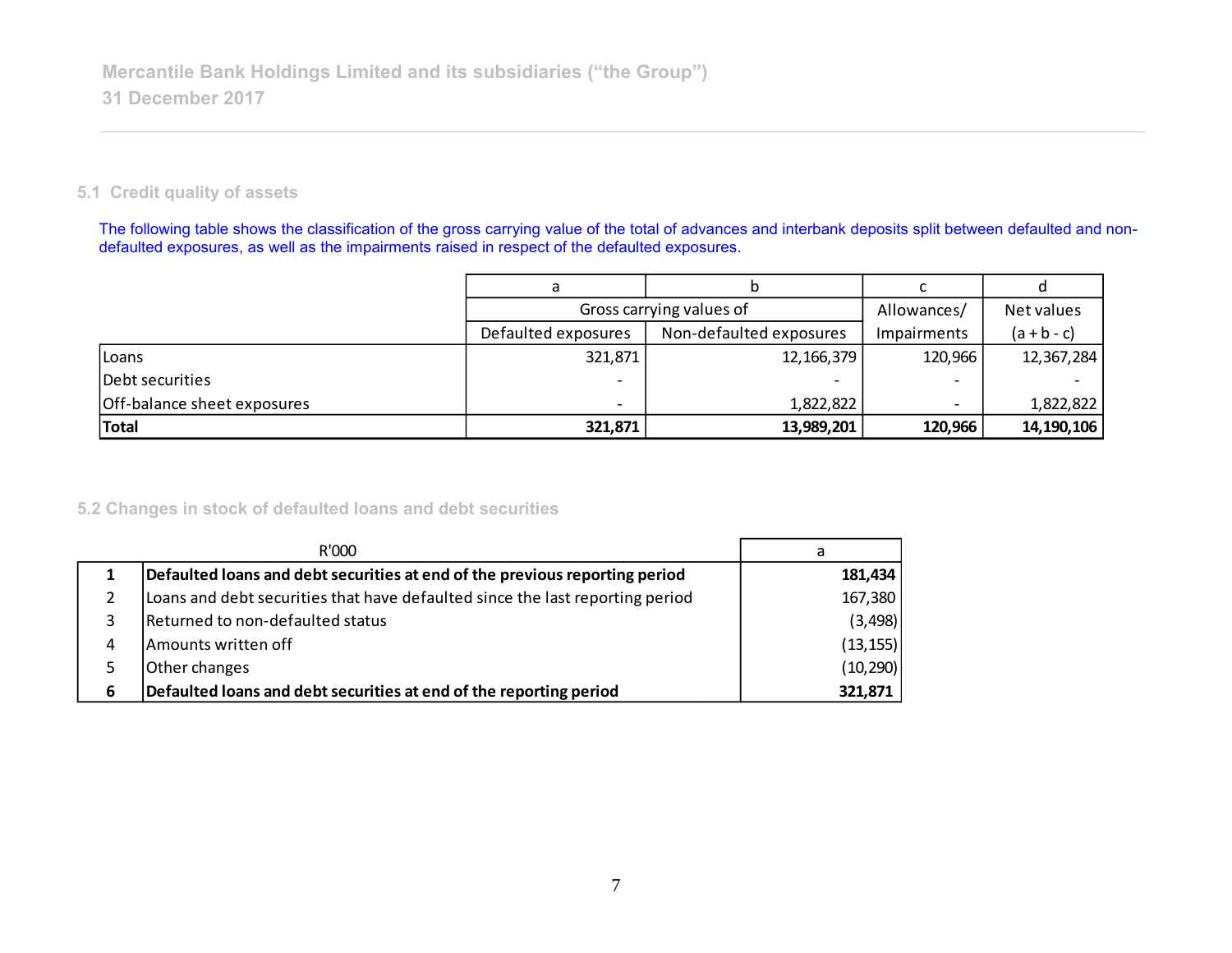## 5.1 Credit quality of assets

The following table shows the classification of the gross carrying value of the total of advances and interbank deposits split between defaulted and non-defaulted exposures, as well as the impairments raised in respect of the defaulted exposures.

| | a | b | c | d |
|---|---|---|---|---|
| | Gross carrying values of | | Allowances/ | Net values |
| | Defaulted exposures | Non-defaulted exposures | Impairments | (a + b - c) |
| Loans | 321,871 | 12,166,379 | 120,966 | 12,367,284 |
| Debt securities | - | - | - | - |
| Off-balance sheet exposures | - | 1,822,822 | - | 1,822,822 |
| **Total** | **321,871** | **13,989,201** | **120,966** | **14,190,106** |

## 5.2 Changes in stock of defaulted loans and debt securities

| | R'000 | a |
|---|---|---|
| **1** | **Defaulted loans and debt securities at end of the previous reporting period** | **181,434** |
| 2 | Loans and debt securities that have defaulted since the last reporting period | 167,380 |
| 3 | Returned to non-defaulted status | (3,498) |
| 4 | Amounts written off | (13,155) |
| 5 | Other changes | (10,290) |
| **6** | **Defaulted loans and debt securities at end of the reporting period** | **321,871** |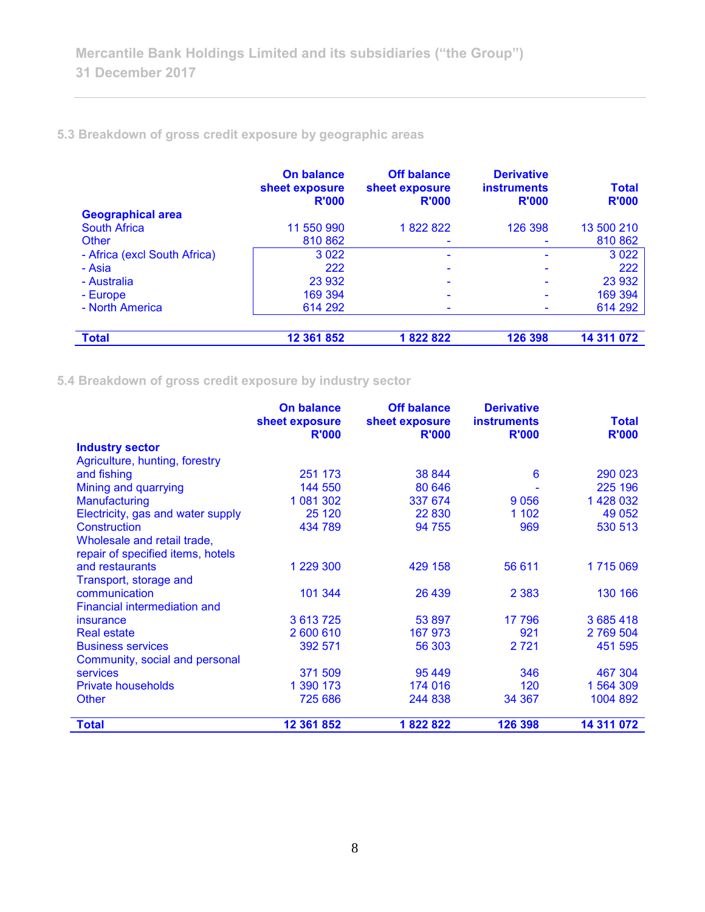## 5.3 Breakdown of gross credit exposure by geographic areas

| | On balance sheet exposure R'000 | Off balance sheet exposure R'000 | Derivative instruments R'000 | Total R'000 |
|---|---|---|---|---|
| **Geographical area** | | | | |
| South Africa | 11 550 990 | 1 822 822 | 126 398 | 13 500 210 |
| Other | 810 862 | - | - | 810 862 |
| - Africa (excl South Africa) | 3 022 | - | - | 3 022 |
| - Asia | 222 | - | - | 222 |
| - Australia | 23 932 | - | - | 23 932 |
| - Europe | 169 394 | - | - | 169 394 |
| - North America | 614 292 | - | - | 614 292 |
| **Total** | **12 361 852** | **1 822 822** | **126 398** | **14 311 072** |

## 5.4 Breakdown of gross credit exposure by industry sector

| | On balance sheet exposure R'000 | Off balance sheet exposure R'000 | Derivative instruments R'000 | Total R'000 |
|---|---|---|---|---|
| **Industry sector** | | | | |
| Agriculture, hunting, forestry and fishing | 251 173 | 38 844 | 6 | 290 023 |
| Mining and quarrying | 144 550 | 80 646 | - | 225 196 |
| Manufacturing | 1 081 302 | 337 674 | 9 056 | 1 428 032 |
| Electricity, gas and water supply | 25 120 | 22 830 | 1 102 | 49 052 |
| Construction | 434 789 | 94 755 | 969 | 530 513 |
| Wholesale and retail trade, repair of specified items, hotels and restaurants | 1 229 300 | 429 158 | 56 611 | 1 715 069 |
| Transport, storage and communication | 101 344 | 26 439 | 2 383 | 130 166 |
| Financial intermediation and insurance | 3 613 725 | 53 897 | 17 796 | 3 685 418 |
| Real estate | 2 600 610 | 167 973 | 921 | 2 769 504 |
| Business services | 392 571 | 56 303 | 2 721 | 451 595 |
| Community, social and personal services | 371 509 | 95 449 | 346 | 467 304 |
| Private households | 1 390 173 | 174 016 | 120 | 1 564 309 |
| Other | 725 686 | 244 838 | 34 367 | 1004 892 |
| **Total** | **12 361 852** | **1 822 822** | **126 398** | **14 311 072** |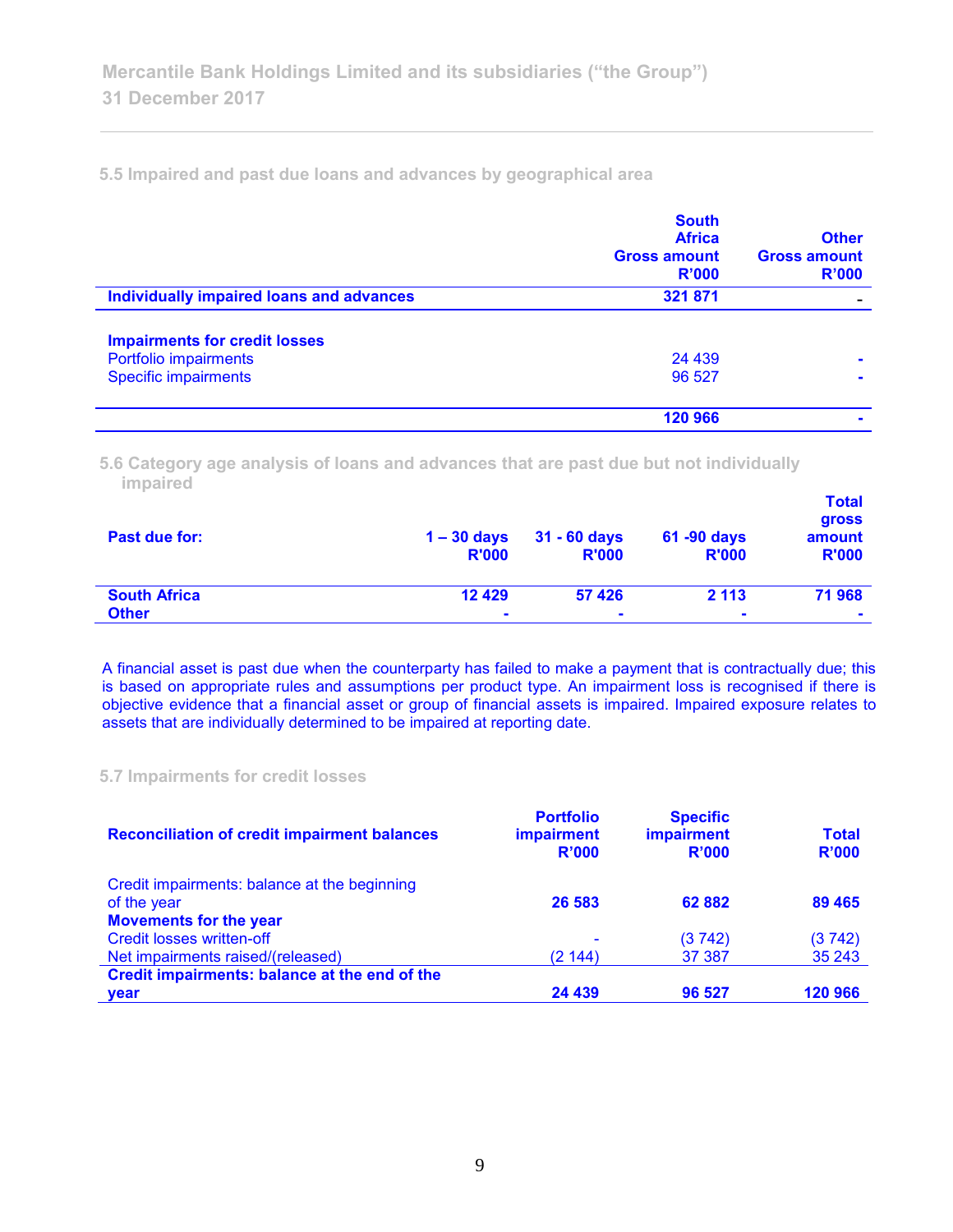## 5.5 Impaired and past due loans and advances by geographical area

| | South Africa Gross amount R'000 | Other Gross amount R'000 |
|---|---|---|
| **Individually impaired loans and advances** | **321 871** | **-** |
| **Impairments for credit losses** | | |
| Portfolio impairments | 24 439 | - |
| Specific impairments | 96 527 | - |
| | **120 966** | **-** |

## 5.6 Category age analysis of loans and advances that are past due but not individually impaired

| Past due for: | 1 – 30 days R'000 | 31 - 60 days R'000 | 61 -90 days R'000 | Total gross amount R'000 |
|---|---|---|---|---|
| **South Africa** | **12 429** | **57 426** | **2 113** | **71 968** |
| **Other** | **-** | **-** | **-** | **-** |

A financial asset is past due when the counterparty has failed to make a payment that is contractually due; this is based on appropriate rules and assumptions per product type. An impairment loss is recognised if there is objective evidence that a financial asset or group of financial assets is impaired. Impaired exposure relates to assets that are individually determined to be impaired at reporting date.

## 5.7 Impairments for credit losses

| Reconciliation of credit impairment balances | Portfolio impairment R'000 | Specific impairment R'000 | Total R'000 |
|---|---|---|---|
| Credit impairments: balance at the beginning of the year | **26 583** | **62 882** | **89 465** |
| **Movements for the year** | | | |
| Credit losses written-off | - | (3 742) | (3 742) |
| Net impairments raised/(released) | (2 144) | 37 387 | 35 243 |
| **Credit impairments: balance at the end of the year** | **24 439** | **96 527** | **120 966** |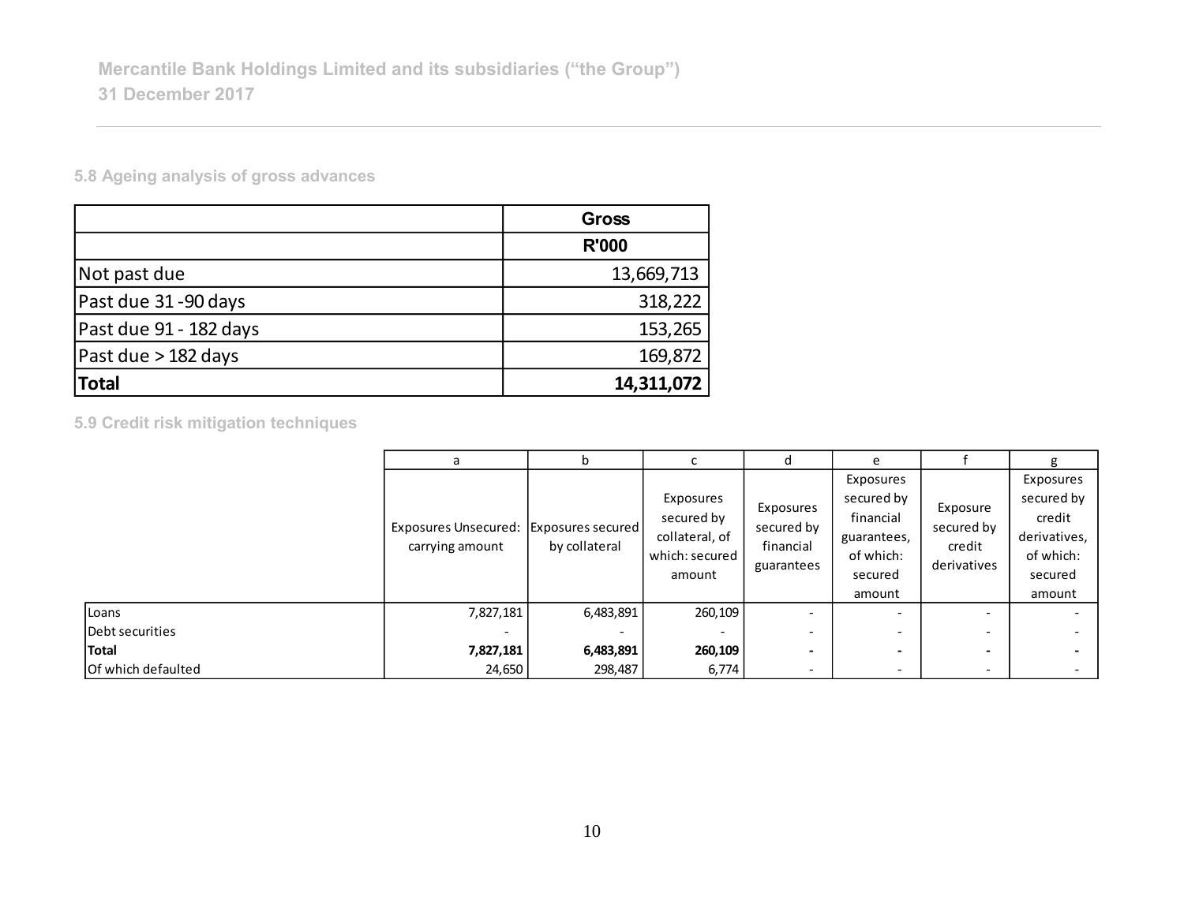### 5.8 Ageing analysis of gross advances

| | Gross |
|---|---|
| | R'000 |
| Not past due | 13,669,713 |
| Past due 31 -90 days | 318,222 |
| Past due 91 - 182 days | 153,265 |
| Past due > 182 days | 169,872 |
| **Total** | **14,311,072** |

### 5.9 Credit risk mitigation techniques

| | a | b | c | d | e | f | g |
|---|---|---|---|---|---|---|---|
| | Exposures Unsecured: carrying amount | Exposures secured by collateral | Exposures secured by collateral, of which: secured amount | Exposures secured by financial guarantees | Exposures secured by financial guarantees, of which: secured amount | Exposure secured by credit derivatives | Exposures secured by credit derivatives, of which: secured amount |
| Loans | 7,827,181 | 6,483,891 | 260,109 | - | - | - | - |
| Debt securities | - | - | - | - | - | - | - |
| **Total** | **7,827,181** | **6,483,891** | **260,109** | **-** | **-** | **-** | **-** |
| Of which defaulted | 24,650 | 298,487 | 6,774 | - | - | - | - |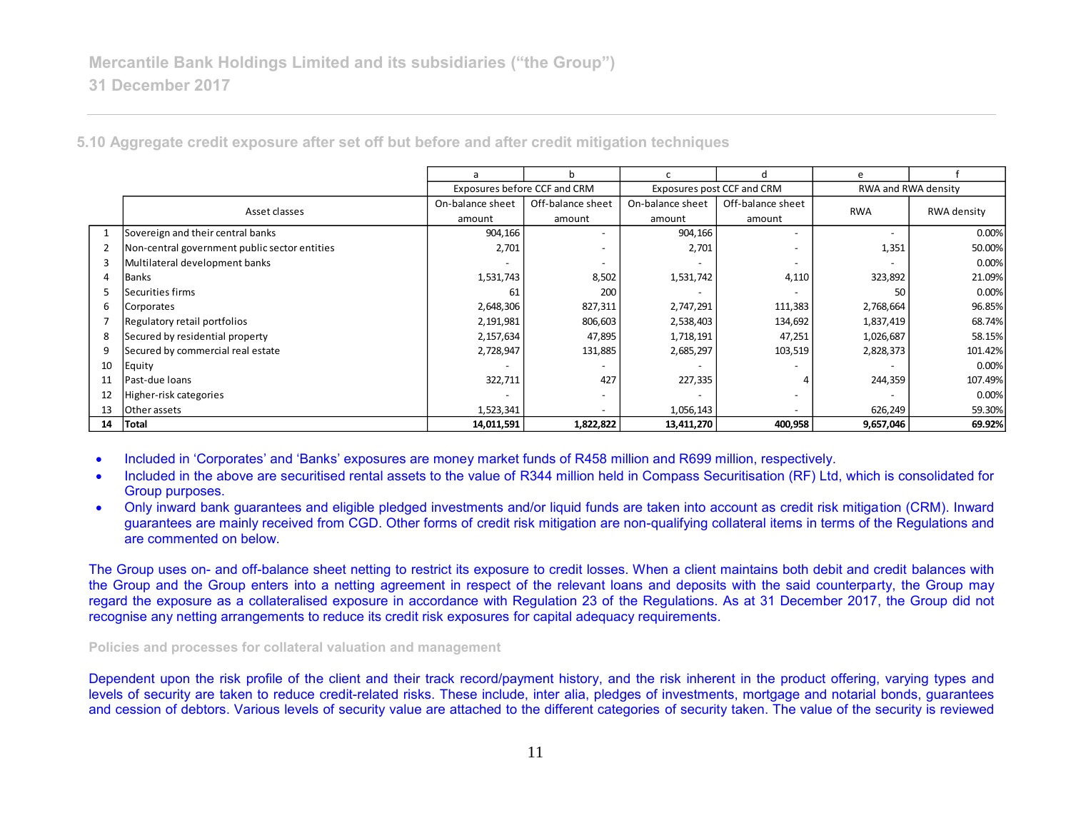## 5.10 Aggregate credit exposure after set off but before and after credit mitigation techniques

| | | a | b | c | d | e | f |
|---|---|---|---|---|---|---|---|
| | | Exposures before CCF and CRM | | Exposures post CCF and CRM | | RWA and RWA density | |
| | Asset classes | On-balance sheet amount | Off-balance sheet amount | On-balance sheet amount | Off-balance sheet amount | RWA | RWA density |
| 1 | Sovereign and their central banks | 904,166 | - | 904,166 | - | - | 0.00% |
| 2 | Non-central government public sector entities | 2,701 | - | 2,701 | - | 1,351 | 50.00% |
| 3 | Multilateral development banks | - | - | - | - | - | 0.00% |
| 4 | Banks | 1,531,743 | 8,502 | 1,531,742 | 4,110 | 323,892 | 21.09% |
| 5 | Securities firms | 61 | 200 | - | - | 50 | 0.00% |
| 6 | Corporates | 2,648,306 | 827,311 | 2,747,291 | 111,383 | 2,768,664 | 96.85% |
| 7 | Regulatory retail portfolios | 2,191,981 | 806,603 | 2,538,403 | 134,692 | 1,837,419 | 68.74% |
| 8 | Secured by residential property | 2,157,634 | 47,895 | 1,718,191 | 47,251 | 1,026,687 | 58.15% |
| 9 | Secured by commercial real estate | 2,728,947 | 131,885 | 2,685,297 | 103,519 | 2,828,373 | 101.42% |
| 10 | Equity | - | - | - | - | - | 0.00% |
| 11 | Past-due loans | 322,711 | 427 | 227,335 | 4 | 244,359 | 107.49% |
| 12 | Higher-risk categories | - | - | - | - | - | 0.00% |
| 13 | Other assets | 1,523,341 | - | 1,056,143 | - | 626,249 | 59.30% |
| **14** | **Total** | **14,011,591** | **1,822,822** | **13,411,270** | **400,958** | **9,657,046** | **69.92%** |

- Included in 'Corporates' and 'Banks' exposures are money market funds of R458 million and R699 million, respectively.
- Included in the above are securitised rental assets to the value of R344 million held in Compass Securitisation (RF) Ltd, which is consolidated for Group purposes.
- Only inward bank guarantees and eligible pledged investments and/or liquid funds are taken into account as credit risk mitigation (CRM). Inward guarantees are mainly received from CGD. Other forms of credit risk mitigation are non-qualifying collateral items in terms of the Regulations and are commented on below.

The Group uses on- and off-balance sheet netting to restrict its exposure to credit losses. When a client maintains both debit and credit balances with the Group and the Group enters into a netting agreement in respect of the relevant loans and deposits with the said counterparty, the Group may regard the exposure as a collateralised exposure in accordance with Regulation 23 of the Regulations. As at 31 December 2017, the Group did not recognise any netting arrangements to reduce its credit risk exposures for capital adequacy requirements.

#### Policies and processes for collateral valuation and management

Dependent upon the risk profile of the client and their track record/payment history, and the risk inherent in the product offering, varying types and levels of security are taken to reduce credit-related risks. These include, inter alia, pledges of investments, mortgage and notarial bonds, guarantees and cession of debtors. Various levels of security value are attached to the different categories of security taken. The value of the security is reviewed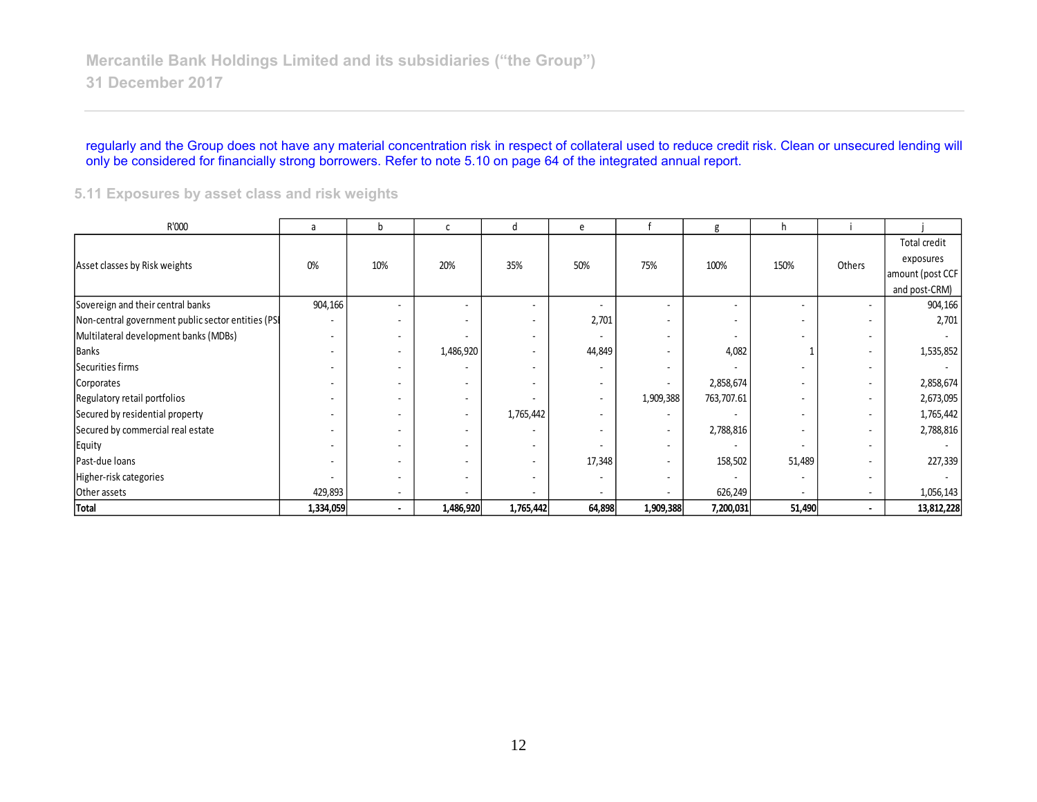regularly and the Group does not have any material concentration risk in respect of collateral used to reduce credit risk. Clean or unsecured lending will only be considered for financially strong borrowers. Refer to note 5.10 on page 64 of the integrated annual report.

### 5.11 Exposures by asset class and risk weights

| R'000 | a | b | c | d | e | f | g | h | i | j |
|---|---|---|---|---|---|---|---|---|---|---|
| Asset classes by Risk weights | 0% | 10% | 20% | 35% | 50% | 75% | 100% | 150% | Others | Total credit exposures amount (post CCF and post-CRM) |
| Sovereign and their central banks | 904,166 | - | - | - | - | - | - | - | - | 904,166 |
| Non-central government public sector entities (PSI | - | - | - | - | 2,701 | - | - | - | - | 2,701 |
| Multilateral development banks (MDBs) | - | - | - | - | - | - | - | - | - | - |
| Banks | - | - | 1,486,920 | - | 44,849 | - | 4,082 | 1 | - | 1,535,852 |
| Securities firms | - | - | - | - | - | - | - | - | - | - |
| Corporates | - | - | - | - | - | - | 2,858,674 | - | - | 2,858,674 |
| Regulatory retail portfolios | - | - | - | - | - | 1,909,388 | 763,707.61 | - | - | 2,673,095 |
| Secured by residential property | - | - | - | 1,765,442 | - | - | - | - | - | 1,765,442 |
| Secured by commercial real estate | - | - | - | - | - | - | 2,788,816 | - | - | 2,788,816 |
| Equity | - | - | - | - | - | - | - | - | - | - |
| Past-due loans | - | - | - | - | 17,348 | - | 158,502 | 51,489 | - | 227,339 |
| Higher-risk categories | - | - | - | - | - | - | - | - | - | - |
| Other assets | 429,893 | - | - | - | - | - | 626,249 | - | - | 1,056,143 |
| **Total** | **1,334,059** | **-** | **1,486,920** | **1,765,442** | **64,898** | **1,909,388** | **7,200,031** | **51,490** | **-** | **13,812,228** |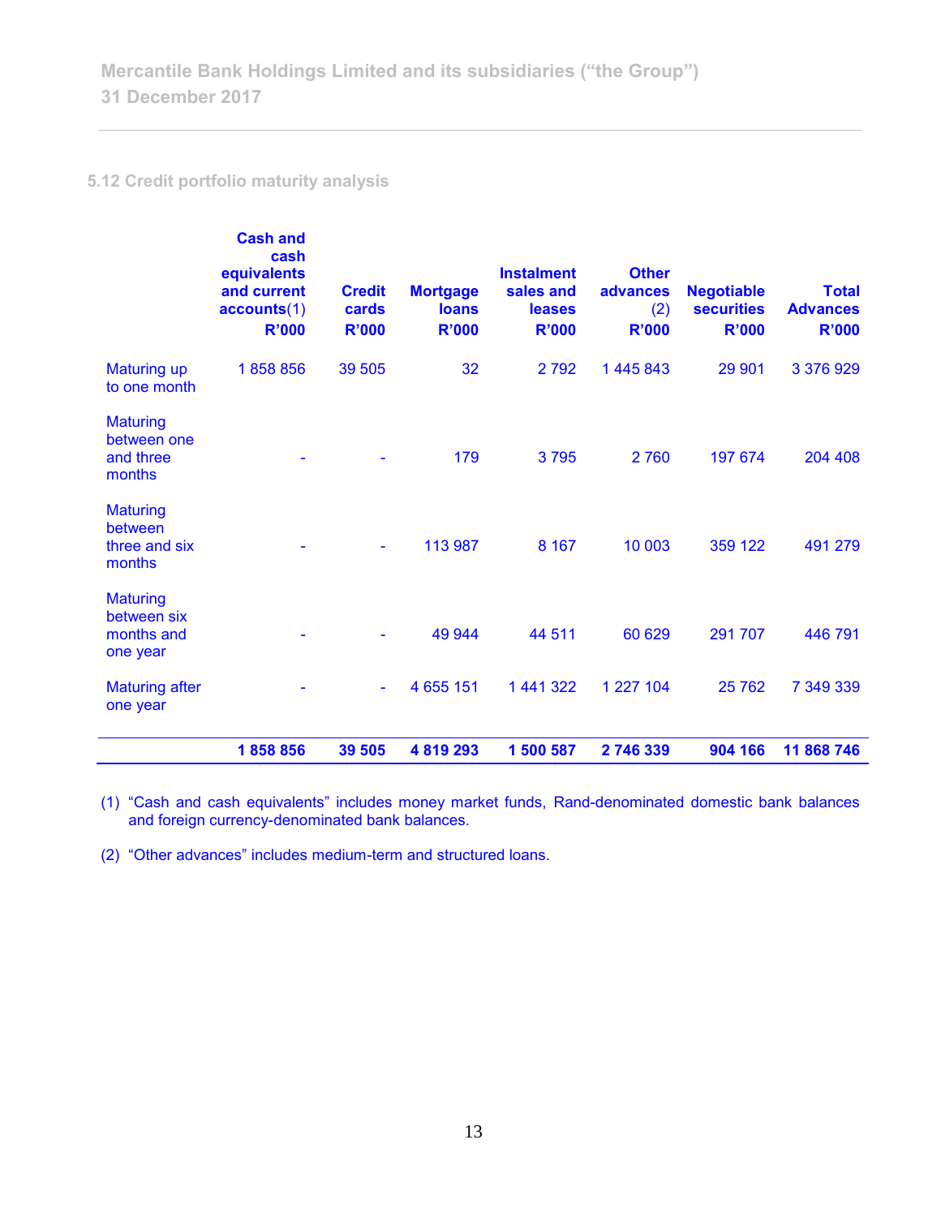### 5.12 Credit portfolio maturity analysis

| | Cash and cash equivalents and current accounts(1) R'000 | Credit cards R'000 | Mortgage loans R'000 | Instalment sales and leases R'000 | Other advances (2) R'000 | Negotiable securities R'000 | Total Advances R'000 |
|---|---|---|---|---|---|---|---|
| Maturing up to one month | 1 858 856 | 39 505 | 32 | 2 792 | 1 445 843 | 29 901 | 3 376 929 |
| Maturing between one and three months | - | - | 179 | 3 795 | 2 760 | 197 674 | 204 408 |
| Maturing between three and six months | - | - | 113 987 | 8 167 | 10 003 | 359 122 | 491 279 |
| Maturing between six months and one year | - | - | 49 944 | 44 511 | 60 629 | 291 707 | 446 791 |
| Maturing after one year | - | - | 4 655 151 | 1 441 322 | 1 227 104 | 25 762 | 7 349 339 |
| | **1 858 856** | **39 505** | **4 819 293** | **1 500 587** | **2 746 339** | **904 166** | **11 868 746** |

(1) "Cash and cash equivalents" includes money market funds, Rand-denominated domestic bank balances and foreign currency-denominated bank balances.

(2) "Other advances" includes medium-term and structured loans.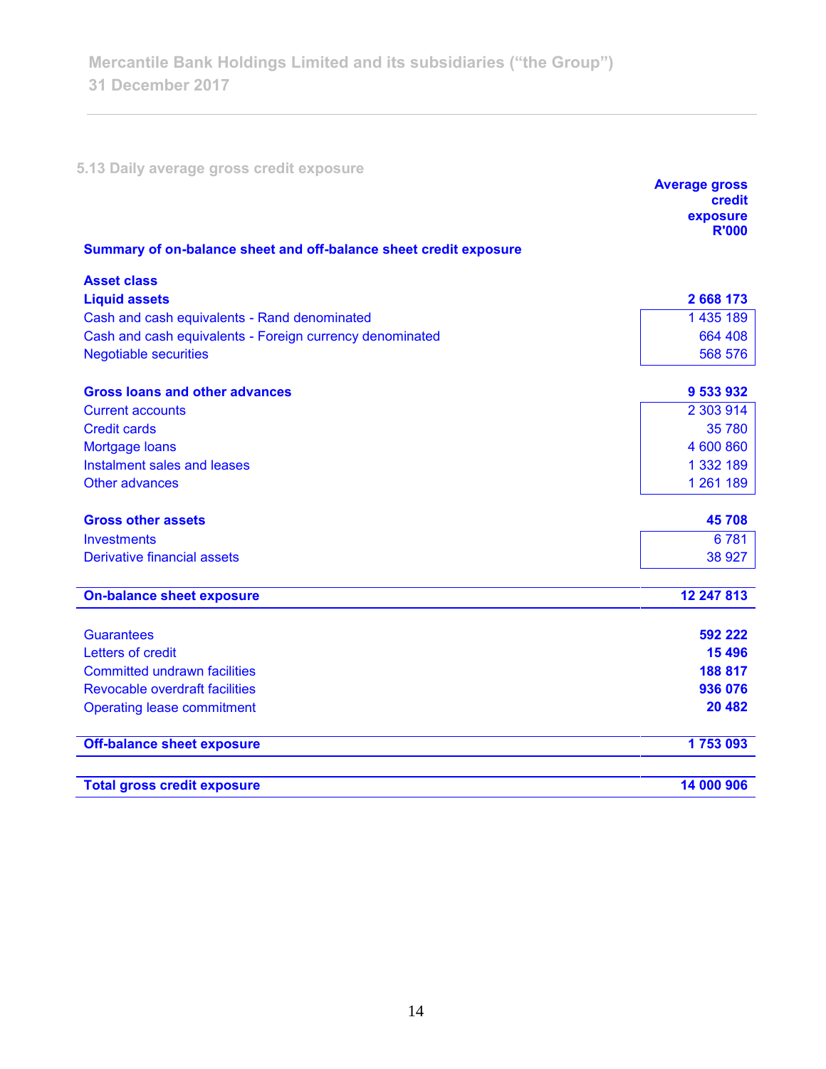### 5.13 Daily average gross credit exposure

| | Average gross credit exposure R'000 |
|---|---|
| **Summary of on-balance sheet and off-balance sheet credit exposure** | |
| **Asset class** | |
| **Liquid assets** | **2 668 173** |
| Cash and cash equivalents - Rand denominated | 1 435 189 |
| Cash and cash equivalents - Foreign currency denominated | 664 408 |
| Negotiable securities | 568 576 |
| **Gross loans and other advances** | **9 533 932** |
| Current accounts | 2 303 914 |
| Credit cards | 35 780 |
| Mortgage loans | 4 600 860 |
| Instalment sales and leases | 1 332 189 |
| Other advances | 1 261 189 |
| **Gross other assets** | **45 708** |
| Investments | 6 781 |
| Derivative financial assets | 38 927 |
| **On-balance sheet exposure** | **12 247 813** |
| Guarantees | **592 222** |
| Letters of credit | **15 496** |
| Committed undrawn facilities | **188 817** |
| Revocable overdraft facilities | **936 076** |
| Operating lease commitment | **20 482** |
| **Off-balance sheet exposure** | **1 753 093** |
| **Total gross credit exposure** | **14 000 906** |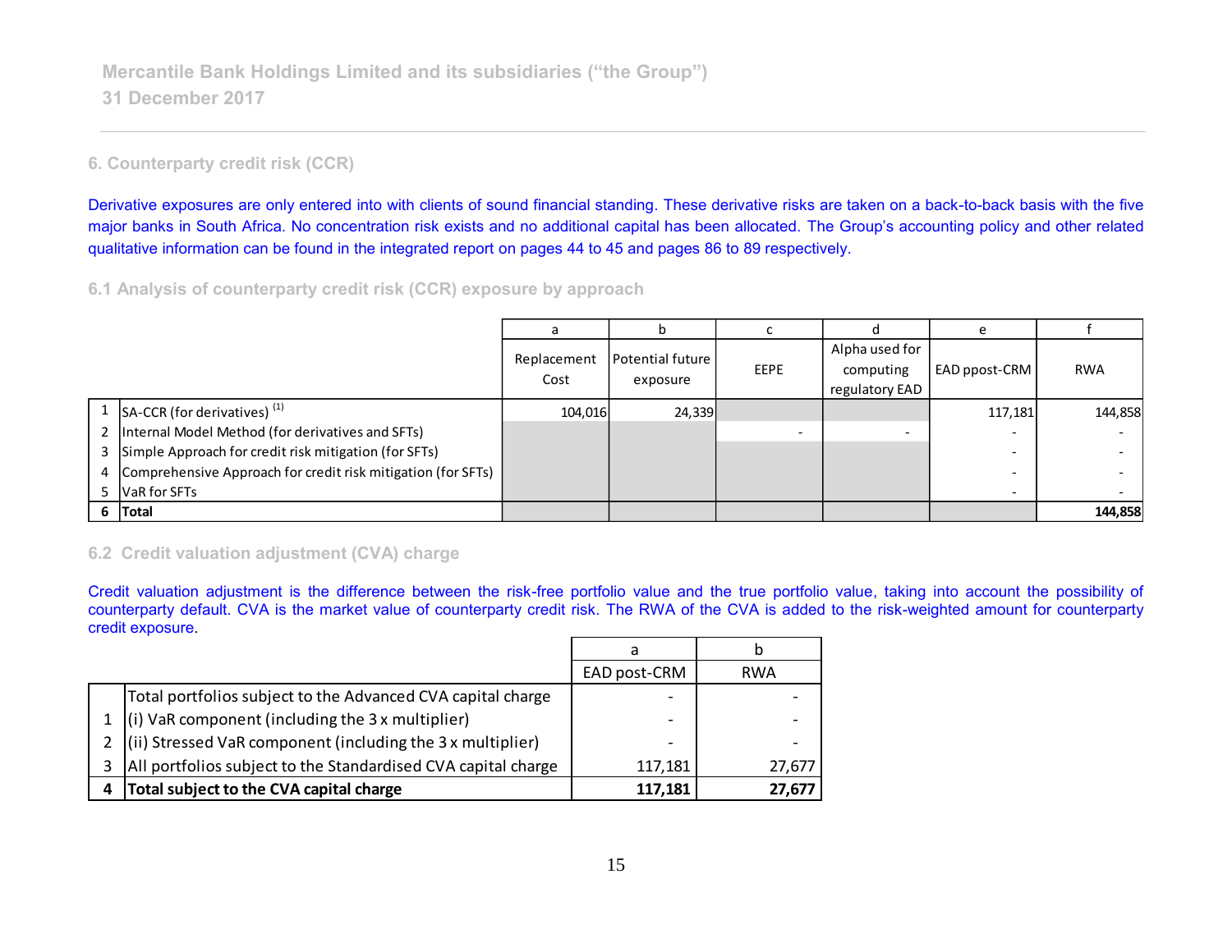## 6. Counterparty credit risk (CCR)

Derivative exposures are only entered into with clients of sound financial standing. These derivative risks are taken on a back-to-back basis with the five major banks in South Africa. No concentration risk exists and no additional capital has been allocated. The Group's accounting policy and other related qualitative information can be found in the integrated report on pages 44 to 45 and pages 86 to 89 respectively.

### 6.1 Analysis of counterparty credit risk (CCR) exposure by approach

| | | a | b | c | d | e | f |
|---|---|---|---|---|---|---|---|
| | | Replacement Cost | Potential future exposure | EEPE | Alpha used for computing regulatory EAD | EAD ppost-CRM | RWA |
| 1 | SA-CCR (for derivatives) [(1)] | 104,016 | 24,339 | | | 117,181 | 144,858 |
| 2 | Internal Model Method (for derivatives and SFTs) | | | - | - | - | - |
| 3 | Simple Approach for credit risk mitigation (for SFTs) | | | | | - | - |
| 4 | Comprehensive Approach for credit risk mitigation (for SFTs) | | | | | - | - |
| 5 | VaR for SFTs | | | | | - | - |
| **6** | **Total** | | | | | | **144,858** |

### 6.2 Credit valuation adjustment (CVA) charge

Credit valuation adjustment is the difference between the risk-free portfolio value and the true portfolio value, taking into account the possibility of counterparty default. CVA is the market value of counterparty credit risk. The RWA of the CVA is added to the risk-weighted amount for counterparty credit exposure.

| | | a | b |
|---|---|---|---|
| | | EAD post-CRM | RWA |
| | Total portfolios subject to the Advanced CVA capital charge | - | - |
| 1 | (i) VaR component (including the 3 x multiplier) | - | - |
| 2 | (ii) Stressed VaR component (including the 3 x multiplier) | - | - |
| 3 | All portfolios subject to the Standardised CVA capital charge | 117,181 | 27,677 |
| **4** | **Total subject to the CVA capital charge** | **117,181** | **27,677** |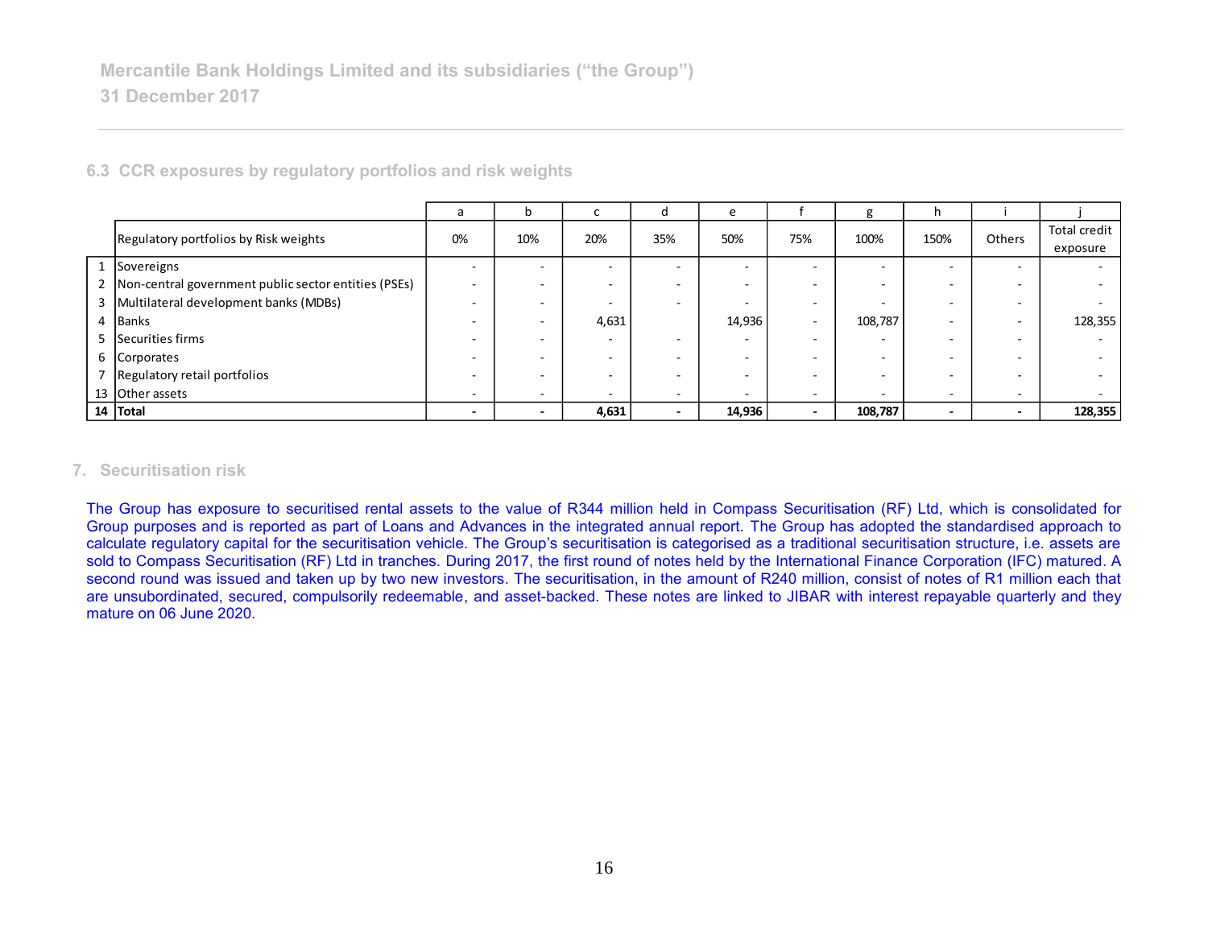## 6.3 CCR exposures by regulatory portfolios and risk weights

| | | a | b | c | d | e | f | g | h | i | j |
|---|---|---|---|---|---|---|---|---|---|---|---|
| | Regulatory portfolios by Risk weights | 0% | 10% | 20% | 35% | 50% | 75% | 100% | 150% | Others | Total credit exposure |
| 1 | Sovereigns | - | - | - | - | - | - | - | - | - | - |
| 2 | Non-central government public sector entities (PSEs) | - | - | - | - | - | - | - | - | - | - |
| 3 | Multilateral development banks (MDBs) | - | - | - | - | - | - | - | - | - | - |
| 4 | Banks | - | - | 4,631 | | 14,936 | - | 108,787 | - | - | 128,355 |
| 5 | Securities firms | - | - | - | - | - | - | - | - | - | - |
| 6 | Corporates | - | - | - | - | - | - | - | - | - | - |
| 7 | Regulatory retail portfolios | - | - | - | - | - | - | - | - | - | - |
| 13 | Other assets | - | - | - | - | - | - | - | - | - | - |
| **14** | **Total** | **-** | **-** | **4,631** | **-** | **14,936** | **-** | **108,787** | **-** | **-** | **128,355** |

## 7. Securitisation risk

The Group has exposure to securitised rental assets to the value of R344 million held in Compass Securitisation (RF) Ltd, which is consolidated for Group purposes and is reported as part of Loans and Advances in the integrated annual report. The Group has adopted the standardised approach to calculate regulatory capital for the securitisation vehicle. The Group's securitisation is categorised as a traditional securitisation structure, i.e. assets are sold to Compass Securitisation (RF) Ltd in tranches. During 2017, the first round of notes held by the International Finance Corporation (IFC) matured. A second round was issued and taken up by two new investors. The securitisation, in the amount of R240 million, consist of notes of R1 million each that are unsubordinated, secured, compulsorily redeemable, and asset-backed. These notes are linked to JIBAR with interest repayable quarterly and they mature on 06 June 2020.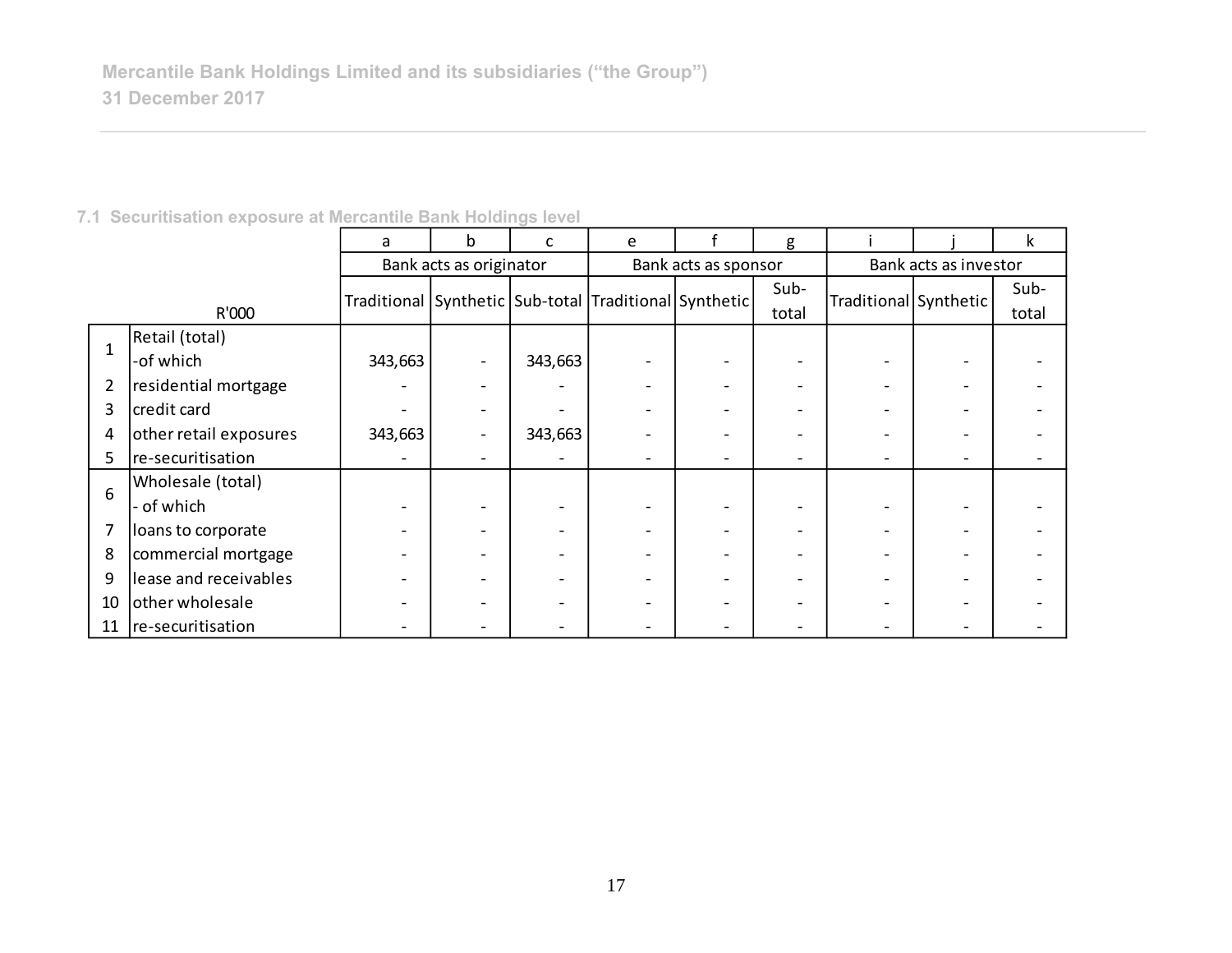### 7.1 Securitisation exposure at Mercantile Bank Holdings level

| | | a | b | c | e | f | g | i | j | k |
|---|---|---|---|---|---|---|---|---|---|---|
| | | Bank acts as originator | | | Bank acts as sponsor | | | Bank acts as investor | | |
| | R'000 | Traditional | Synthetic | Sub-total | Traditional | Synthetic | Sub-total | Traditional | Synthetic | Sub-total |
| 1 | Retail (total) -of which | 343,663 | - | 343,663 | - | - | - | - | - | - |
| 2 | residential mortgage | - | - | - | - | - | - | - | - | - |
| 3 | credit card | - | - | - | - | - | - | - | - | - |
| 4 | other retail exposures | 343,663 | - | 343,663 | - | - | - | - | - | - |
| 5 | re-securitisation | - | - | - | - | - | - | - | - | - |
| 6 | Wholesale (total) - of which | - | - | - | - | - | - | - | - | - |
| 7 | loans to corporate | - | - | - | - | - | - | - | - | - |
| 8 | commercial mortgage | - | - | - | - | - | - | - | - | - |
| 9 | lease and receivables | - | - | - | - | - | - | - | - | - |
| 10 | other wholesale | - | - | - | - | - | - | - | - | - |
| 11 | re-securitisation | - | - | - | - | - | - | - | - | - |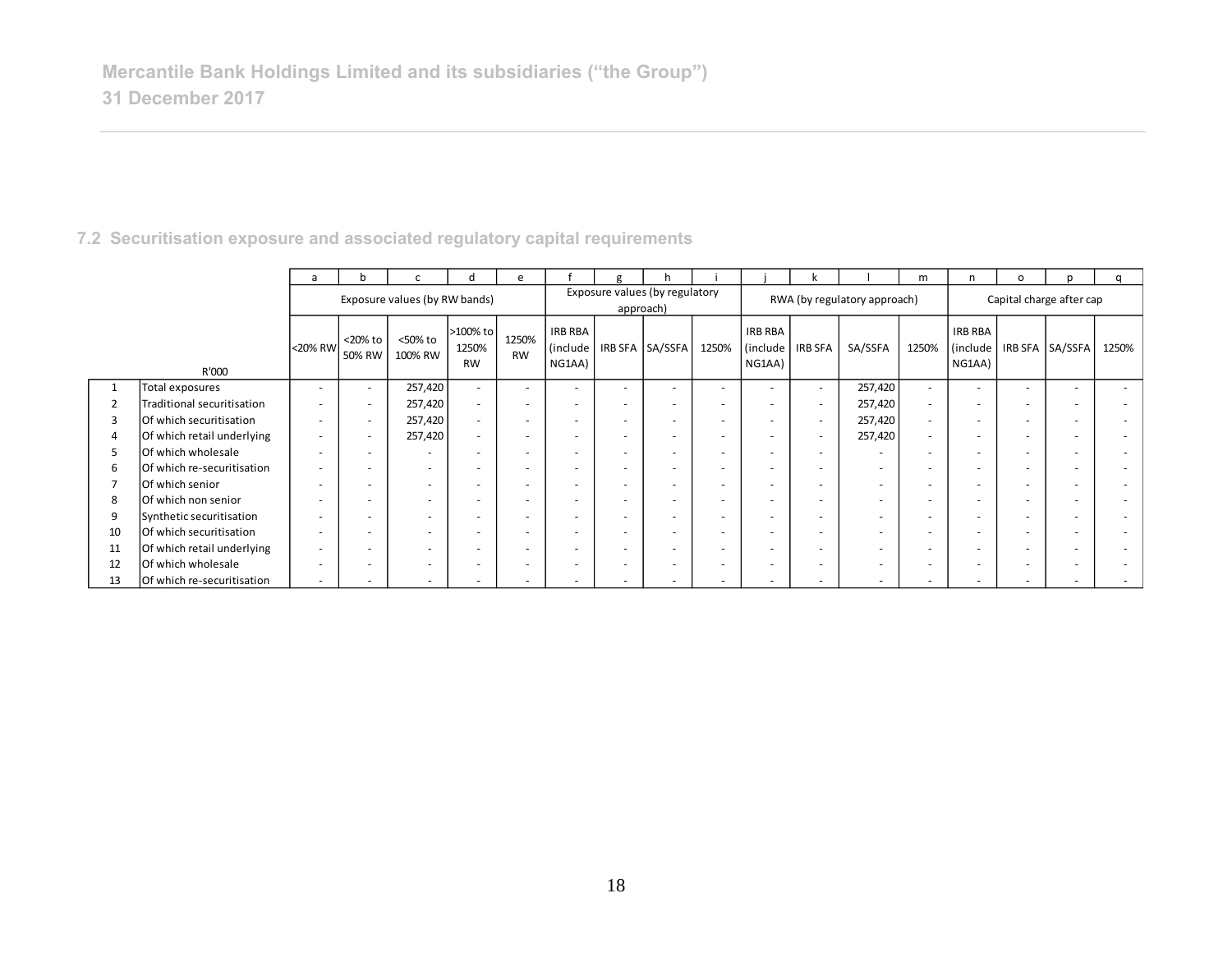Mercantile Bank Holdings Limited and its subsidiaries ("the Group")
31 December 2017

## 7.2 Securitisation exposure and associated regulatory capital requirements

| | | a | b | c | d | e | f | g | h | i | j | k | l | m | n | o | p | q |
|---|---|---|---|---|---|---|---|---|---|---|---|---|---|---|---|---|---|---|
| | | Exposure values (by RW bands) | | | | | Exposure values (by regulatory approach) | | | | RWA (by regulatory approach) | | | | Capital charge after cap | | | |
| | R'000 | <20% RW | <20% to 50% RW | <50% to 100% RW | >100% to 1250% RW | 1250% RW | IRB RBA (include NG1AA) | IRB SFA | SA/SSFA | 1250% | IRB RBA (include NG1AA) | IRB SFA | SA/SSFA | 1250% | IRB RBA (include NG1AA) | IRB SFA | SA/SSFA | 1250% |
| 1 | Total exposures | - | - | 257,420 | - | - | - | - | - | - | - | - | 257,420 | - | - | - | - | - |
| 2 | Traditional securitisation | - | - | 257,420 | - | - | - | - | - | - | - | - | 257,420 | - | - | - | - | - |
| 3 | Of which securitisation | - | - | 257,420 | - | - | - | - | - | - | - | - | 257,420 | - | - | - | - | - |
| 4 | Of which retail underlying | - | - | 257,420 | - | - | - | - | - | - | - | - | 257,420 | - | - | - | - | - |
| 5 | Of which wholesale | - | - | - | - | - | - | - | - | - | - | - | - | - | - | - | - | - |
| 6 | Of which re-securitisation | - | - | - | - | - | - | - | - | - | - | - | - | - | - | - | - | - |
| 7 | Of which senior | - | - | - | - | - | - | - | - | - | - | - | - | - | - | - | - | - |
| 8 | Of which non senior | - | - | - | - | - | - | - | - | - | - | - | - | - | - | - | - | - |
| 9 | Synthetic securitisation | - | - | - | - | - | - | - | - | - | - | - | - | - | - | - | - | - |
| 10 | Of which securitisation | - | - | - | - | - | - | - | - | - | - | - | - | - | - | - | - | - |
| 11 | Of which retail underlying | - | - | - | - | - | - | - | - | - | - | - | - | - | - | - | - | - |
| 12 | Of which wholesale | - | - | - | - | - | - | - | - | - | - | - | - | - | - | - | - | - |
| 13 | Of which re-securitisation | - | - | - | - | - | - | - | - | - | - | - | - | - | - | - | - | - |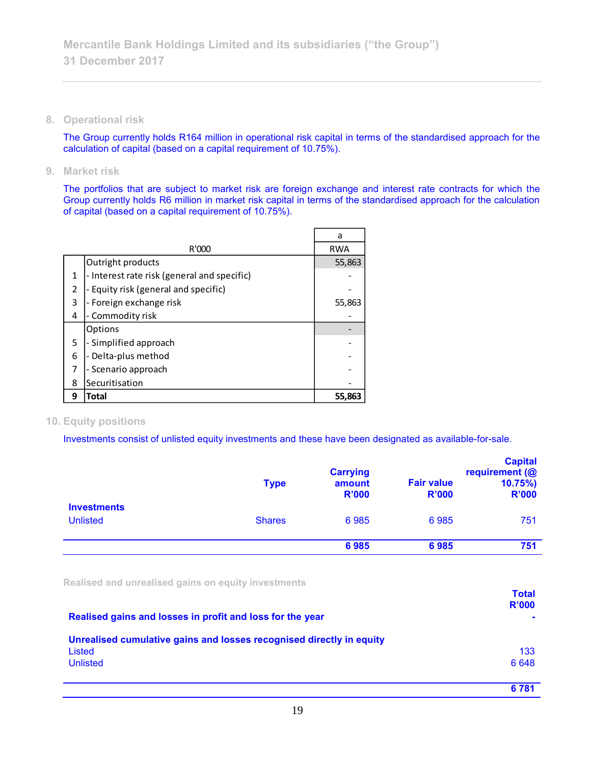## 8. Operational risk

The Group currently holds R164 million in operational risk capital in terms of the standardised approach for the calculation of capital (based on a capital requirement of 10.75%).

## 9. Market risk

The portfolios that are subject to market risk are foreign exchange and interest rate contracts for which the Group currently holds R6 million in market risk capital in terms of the standardised approach for the calculation of capital (based on a capital requirement of 10.75%).

| | | a |
|---|---|---|
| | R'000 | RWA |
| | Outright products | 55,863 |
| 1 | - Interest rate risk (general and specific) | - |
| 2 | - Equity risk (general and specific) | - |
| 3 | - Foreign exchange risk | 55,863 |
| 4 | - Commodity risk | - |
| | Options | - |
| 5 | - Simplified approach | - |
| 6 | - Delta-plus method | - |
| 7 | - Scenario approach | - |
| 8 | Securitisation | - |
| **9** | **Total** | **55,863** |

## 10. Equity positions

Investments consist of unlisted equity investments and these have been designated as available-for-sale.

| | Type | Carrying amount R'000 | Fair value R'000 | Capital requirement (@ 10.75%) R'000 |
|---|---|---|---|---|
| **Investments** | | | | |
| Unlisted | Shares | 6 985 | 6 985 | 751 |
| | | **6 985** | **6 985** | **751** |

### Realised and unrealised gains on equity investments

| | Total R'000 |
|---|---|
| **Realised gains and losses in profit and loss for the year** | **-** |
| **Unrealised cumulative gains and losses recognised directly in equity** | |
| Listed | 133 |
| Unlisted | 6 648 |
| | **6 781** |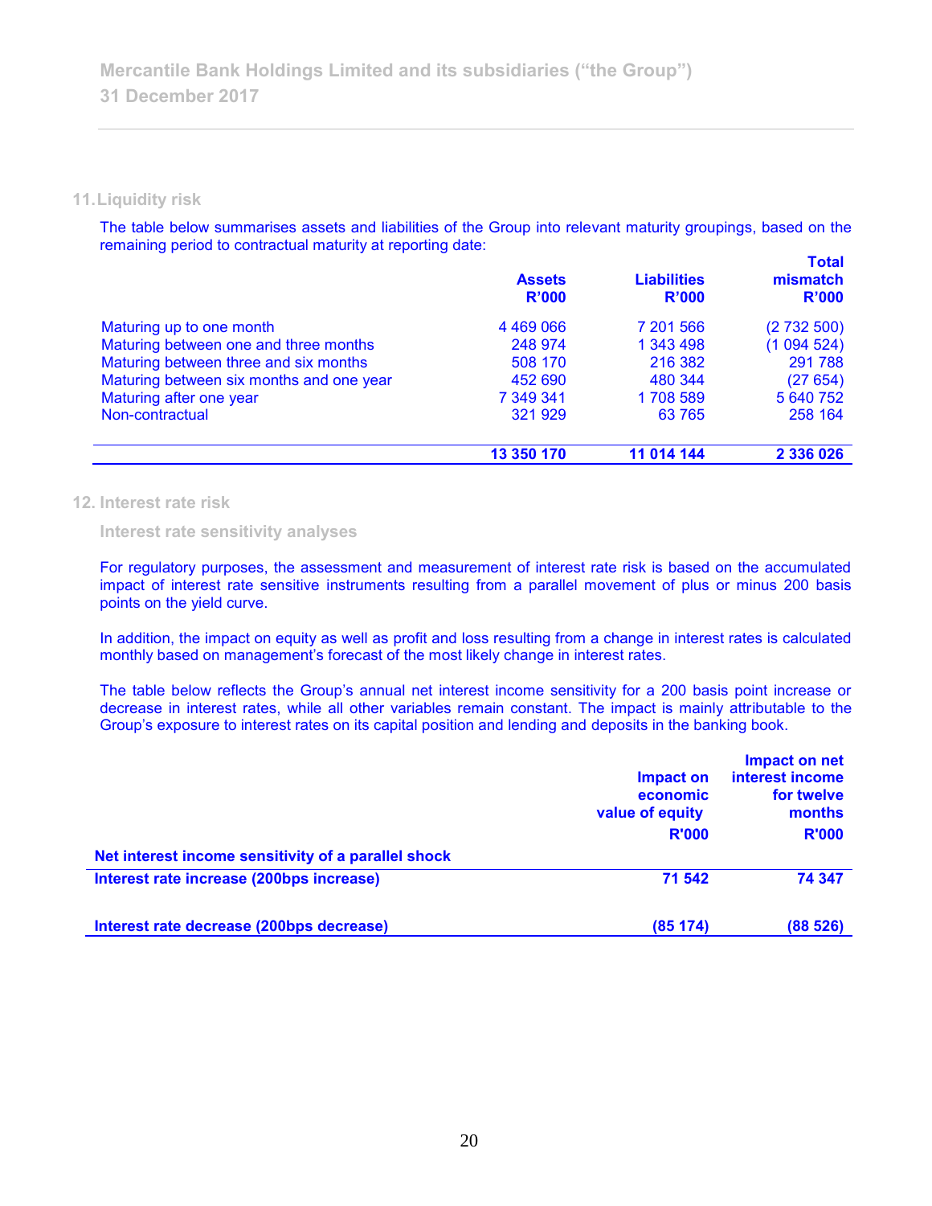## 11. Liquidity risk

The table below summarises assets and liabilities of the Group into relevant maturity groupings, based on the remaining period to contractual maturity at reporting date:

| | Assets R'000 | Liabilities R'000 | Total mismatch R'000 |
|---|---|---|---|
| Maturing up to one month | 4 469 066 | 7 201 566 | (2 732 500) |
| Maturing between one and three months | 248 974 | 1 343 498 | (1 094 524) |
| Maturing between three and six months | 508 170 | 216 382 | 291 788 |
| Maturing between six months and one year | 452 690 | 480 344 | (27 654) |
| Maturing after one year | 7 349 341 | 1 708 589 | 5 640 752 |
| Non-contractual | 321 929 | 63 765 | 258 164 |
| | **13 350 170** | **11 014 144** | **2 336 026** |

## 12. Interest rate risk

### Interest rate sensitivity analyses

For regulatory purposes, the assessment and measurement of interest rate risk is based on the accumulated impact of interest rate sensitive instruments resulting from a parallel movement of plus or minus 200 basis points on the yield curve.

In addition, the impact on equity as well as profit and loss resulting from a change in interest rates is calculated monthly based on management's forecast of the most likely change in interest rates.

The table below reflects the Group's annual net interest income sensitivity for a 200 basis point increase or decrease in interest rates, while all other variables remain constant. The impact is mainly attributable to the Group's exposure to interest rates on its capital position and lending and deposits in the banking book.

| | Impact on economic value of equity R'000 | Impact on net interest income for twelve months R'000 |
|---|---|---|
| **Net interest income sensitivity of a parallel shock** | | |
| **Interest rate increase (200bps increase)** | **71 542** | **74 347** |
| **Interest rate decrease (200bps decrease)** | **(85 174)** | **(88 526)** |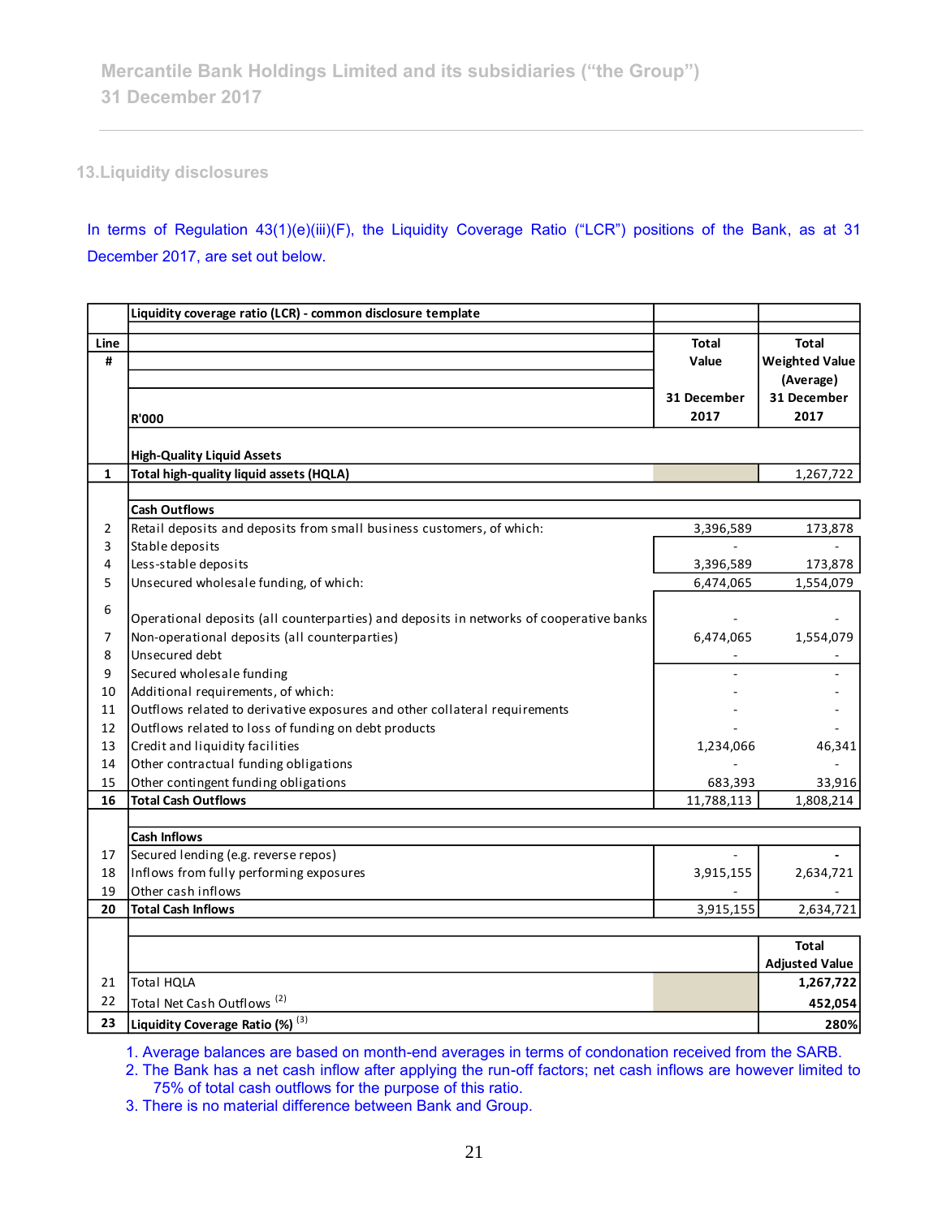## 13. Liquidity disclosures

In terms of Regulation 43(1)(e)(iii)(F), the Liquidity Coverage Ratio ("LCR") positions of the Bank, as at 31 December 2017, are set out below.

| Line # | Liquidity coverage ratio (LCR) - common disclosure template<br>R'000 | Total Value<br>31 December 2017 | Total Weighted Value (Average)<br>31 December 2017 |
|---|---|---|---|
| | **High-Quality Liquid Assets** | | |
| **1** | **Total high-quality liquid assets (HQLA)** | | 1,267,722 |
| | **Cash Outflows** | | |
| 2 | Retail deposits and deposits from small business customers, of which: | 3,396,589 | 173,878 |
| 3 | Stable deposits | - | - |
| 4 | Less-stable deposits | 3,396,589 | 173,878 |
| 5 | Unsecured wholesale funding, of which: | 6,474,065 | 1,554,079 |
| 6 | Operational deposits (all counterparties) and deposits in networks of cooperative banks | - | - |
| 7 | Non-operational deposits (all counterparties) | 6,474,065 | 1,554,079 |
| 8 | Unsecured debt | - | - |
| 9 | Secured wholesale funding | - | - |
| 10 | Additional requirements, of which: | - | - |
| 11 | Outflows related to derivative exposures and other collateral requirements | - | - |
| 12 | Outflows related to loss of funding on debt products | - | - |
| 13 | Credit and liquidity facilities | 1,234,066 | 46,341 |
| 14 | Other contractual funding obligations | - | - |
| 15 | Other contingent funding obligations | 683,393 | 33,916 |
| **16** | **Total Cash Outflows** | 11,788,113 | 1,808,214 |
| | **Cash Inflows** | | |
| 17 | Secured lending (e.g. reverse repos) | - | - |
| 18 | Inflows from fully performing exposures | 3,915,155 | 2,634,721 |
| 19 | Other cash inflows | - | - |
| **20** | **Total Cash Inflows** | 3,915,155 | 2,634,721 |
| | | | **Total Adjusted Value** |
| 21 | Total HQLA | | **1,267,722** |
| 22 | Total Net Cash Outflows [2] | | **452,054** |
| **23** | **Liquidity Coverage Ratio (%)** [3] | | **280%** |

1. Average balances are based on month-end averages in terms of condonation received from the SARB.
2. The Bank has a net cash inflow after applying the run-off factors; net cash inflows are however limited to 75% of total cash outflows for the purpose of this ratio.
3. There is no material difference between Bank and Group.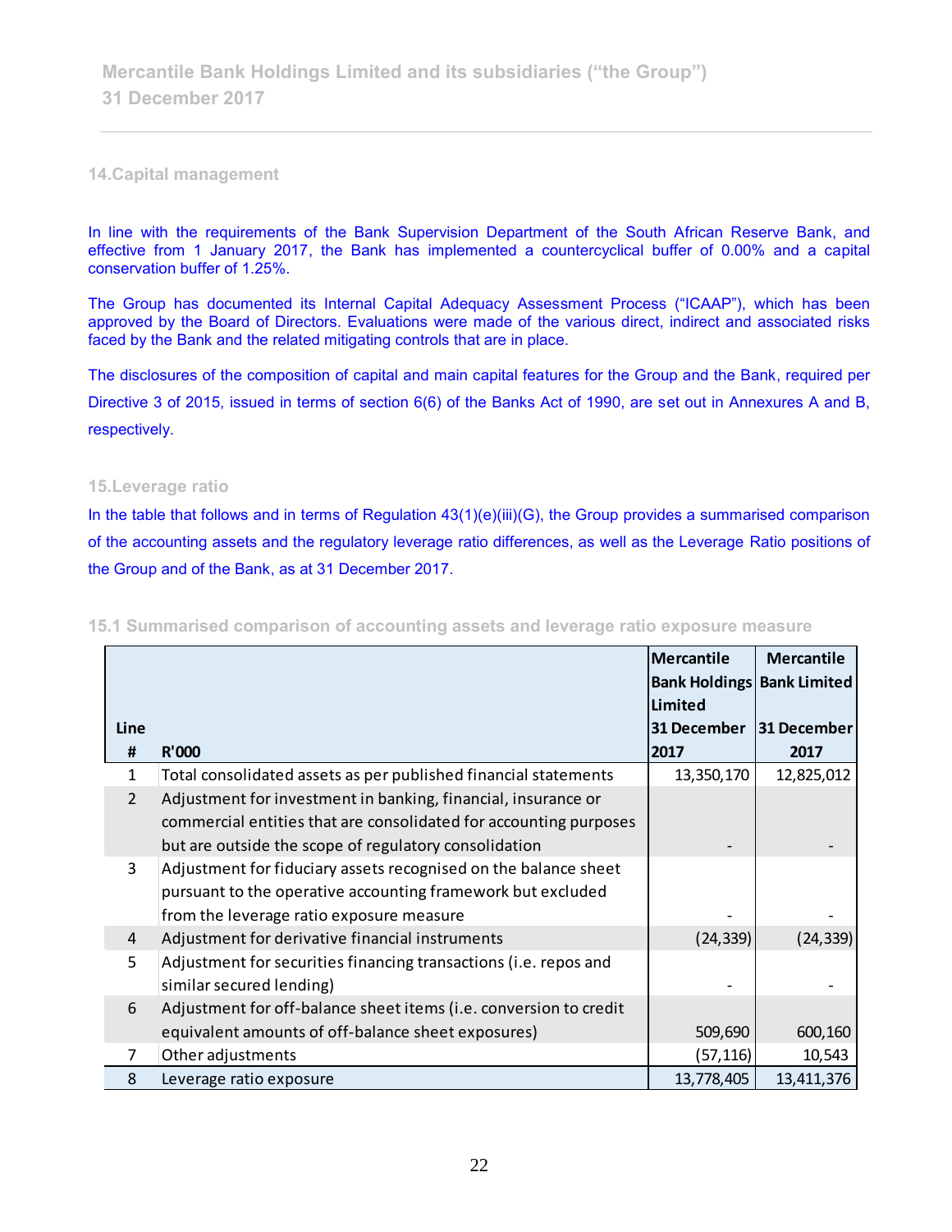## 14. Capital management

In line with the requirements of the Bank Supervision Department of the South African Reserve Bank, and effective from 1 January 2017, the Bank has implemented a countercyclical buffer of 0.00% and a capital conservation buffer of 1.25%.

The Group has documented its Internal Capital Adequacy Assessment Process ("ICAAP"), which has been approved by the Board of Directors. Evaluations were made of the various direct, indirect and associated risks faced by the Bank and the related mitigating controls that are in place.

The disclosures of the composition of capital and main capital features for the Group and the Bank, required per Directive 3 of 2015, issued in terms of section 6(6) of the Banks Act of 1990, are set out in Annexures A and B, respectively.

## 15. Leverage ratio

In the table that follows and in terms of Regulation 43(1)(e)(iii)(G), the Group provides a summarised comparison of the accounting assets and the regulatory leverage ratio differences, as well as the Leverage Ratio positions of the Group and of the Bank, as at 31 December 2017.

### 15.1 Summarised comparison of accounting assets and leverage ratio exposure measure

| Line # | R'000 | Mercantile Bank Holdings Limited 31 December 2017 | Mercantile Bank Limited 31 December 2017 |
|---|---|---|---|
| 1 | Total consolidated assets as per published financial statements | 13,350,170 | 12,825,012 |
| 2 | Adjustment for investment in banking, financial, insurance or commercial entities that are consolidated for accounting purposes but are outside the scope of regulatory consolidation | - | - |
| 3 | Adjustment for fiduciary assets recognised on the balance sheet pursuant to the operative accounting framework but excluded from the leverage ratio exposure measure | - | - |
| 4 | Adjustment for derivative financial instruments | (24,339) | (24,339) |
| 5 | Adjustment for securities financing transactions (i.e. repos and similar secured lending) | - | - |
| 6 | Adjustment for off-balance sheet items (i.e. conversion to credit equivalent amounts of off-balance sheet exposures) | 509,690 | 600,160 |
| 7 | Other adjustments | (57,116) | 10,543 |
| 8 | Leverage ratio exposure | 13,778,405 | 13,411,376 |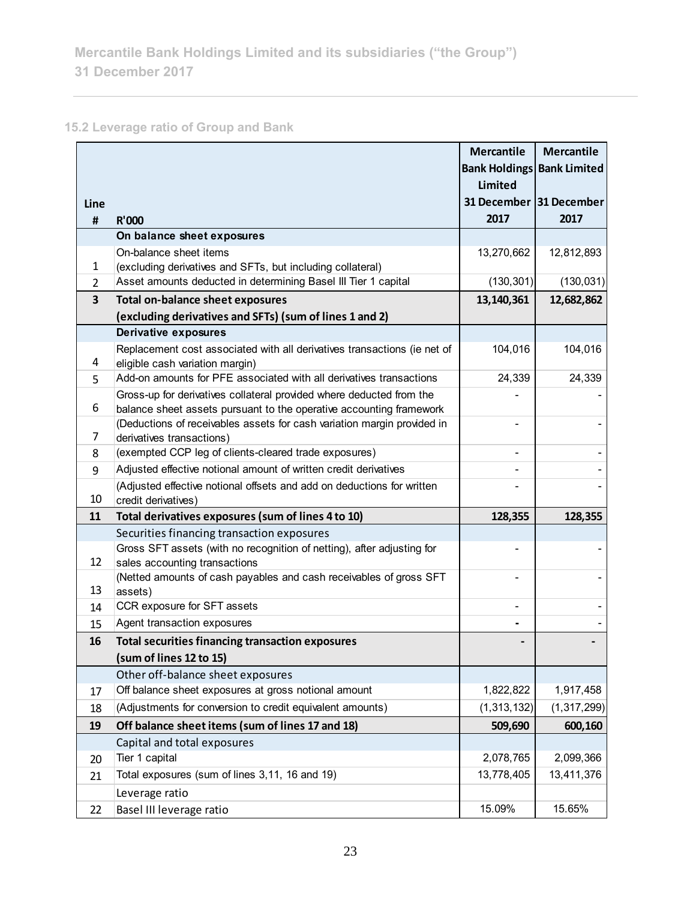## 15.2 Leverage ratio of Group and Bank

| Line # | R'000 | Mercantile Bank Holdings Limited 31 December 2017 | Mercantile Bank Limited 31 December 2017 |
|---|---|---|---|
| | **On balance sheet exposures** | | |
| 1 | On-balance sheet items (excluding derivatives and SFTs, but including collateral) | 13,270,662 | 12,812,893 |
| 2 | Asset amounts deducted in determining Basel III Tier 1 capital | (130,301) | (130,031) |
| **3** | **Total on-balance sheet exposures (excluding derivatives and SFTs) (sum of lines 1 and 2)** | **13,140,361** | **12,682,862** |
| | **Derivative exposures** | | |
| 4 | Replacement cost associated with all derivatives transactions (ie net of eligible cash variation margin) | 104,016 | 104,016 |
| 5 | Add-on amounts for PFE associated with all derivatives transactions | 24,339 | 24,339 |
| 6 | Gross-up for derivatives collateral provided where deducted from the balance sheet assets pursuant to the operative accounting framework | - | - |
| 7 | (Deductions of receivables assets for cash variation margin provided in derivatives transactions) | - | - |
| 8 | (exempted CCP leg of clients-cleared trade exposures) | - | - |
| 9 | Adjusted effective notional amount of written credit derivatives | - | - |
| 10 | (Adjusted effective notional offsets and add on deductions for written credit derivatives) | - | - |
| **11** | **Total derivatives exposures (sum of lines 4 to 10)** | **128,355** | **128,355** |
| | Securities financing transaction exposures | | |
| 12 | Gross SFT assets (with no recognition of netting), after adjusting for sales accounting transactions | - | - |
| 13 | (Netted amounts of cash payables and cash receivables of gross SFT assets) | - | - |
| 14 | CCR exposure for SFT assets | - | - |
| 15 | Agent transaction exposures | - | - |
| **16** | **Total securities financing transaction exposures (sum of lines 12 to 15)** | **-** | **-** |
| | Other off-balance sheet exposures | | |
| 17 | Off balance sheet exposures at gross notional amount | 1,822,822 | 1,917,458 |
| 18 | (Adjustments for conversion to credit equivalent amounts) | (1,313,132) | (1,317,299) |
| **19** | **Off balance sheet items (sum of lines 17 and 18)** | **509,690** | **600,160** |
| | Capital and total exposures | | |
| 20 | Tier 1 capital | 2,078,765 | 2,099,366 |
| 21 | Total exposures (sum of lines 3,11, 16 and 19) | 13,778,405 | 13,411,376 |
| | Leverage ratio | | |
| 22 | Basel III leverage ratio | 15.09% | 15.65% |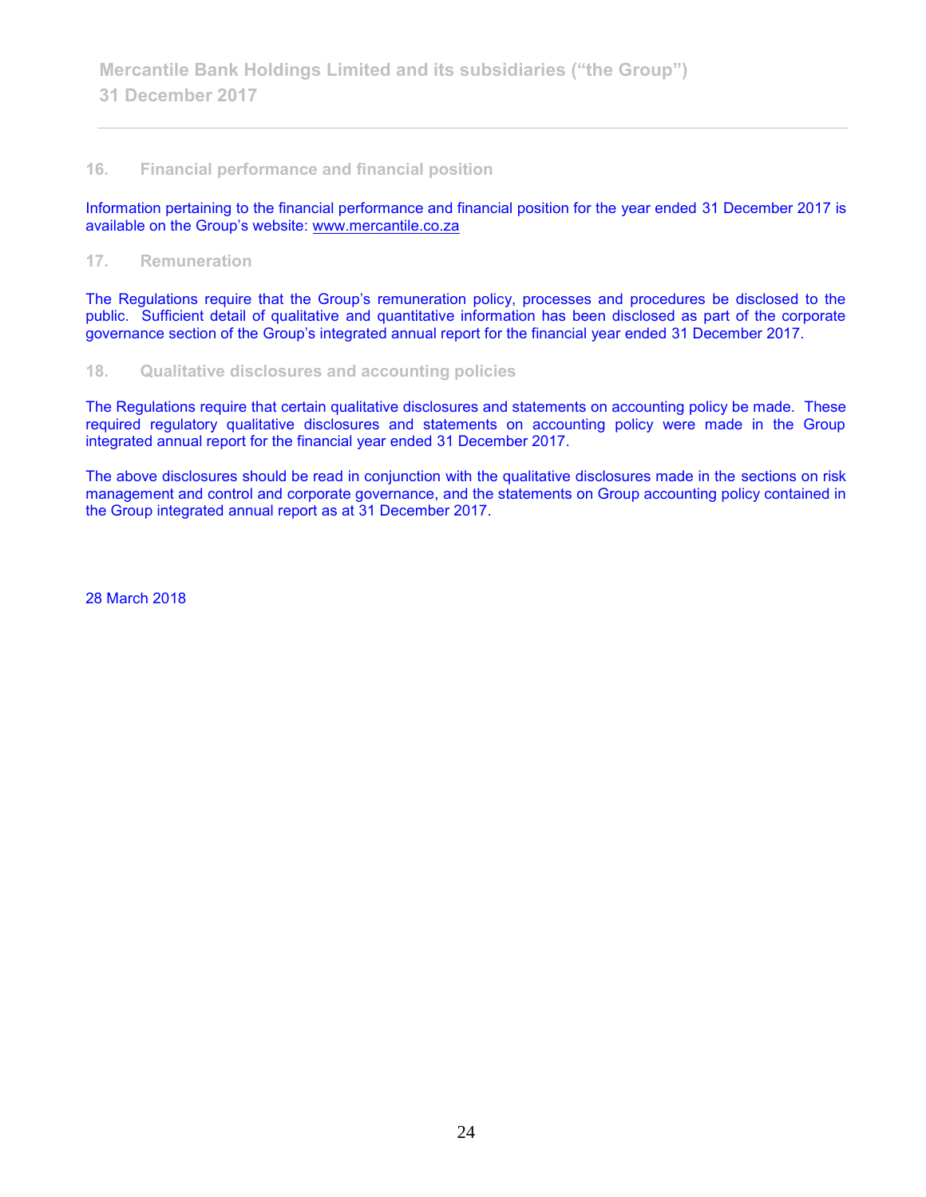## 16. Financial performance and financial position

Information pertaining to the financial performance and financial position for the year ended 31 December 2017 is available on the Group's website: www.mercantile.co.za

## 17. Remuneration

The Regulations require that the Group's remuneration policy, processes and procedures be disclosed to the public. Sufficient detail of qualitative and quantitative information has been disclosed as part of the corporate governance section of the Group's integrated annual report for the financial year ended 31 December 2017.

## 18. Qualitative disclosures and accounting policies

The Regulations require that certain qualitative disclosures and statements on accounting policy be made. These required regulatory qualitative disclosures and statements on accounting policy were made in the Group integrated annual report for the financial year ended 31 December 2017.

The above disclosures should be read in conjunction with the qualitative disclosures made in the sections on risk management and control and corporate governance, and the statements on Group accounting policy contained in the Group integrated annual report as at 31 December 2017.

28 March 2018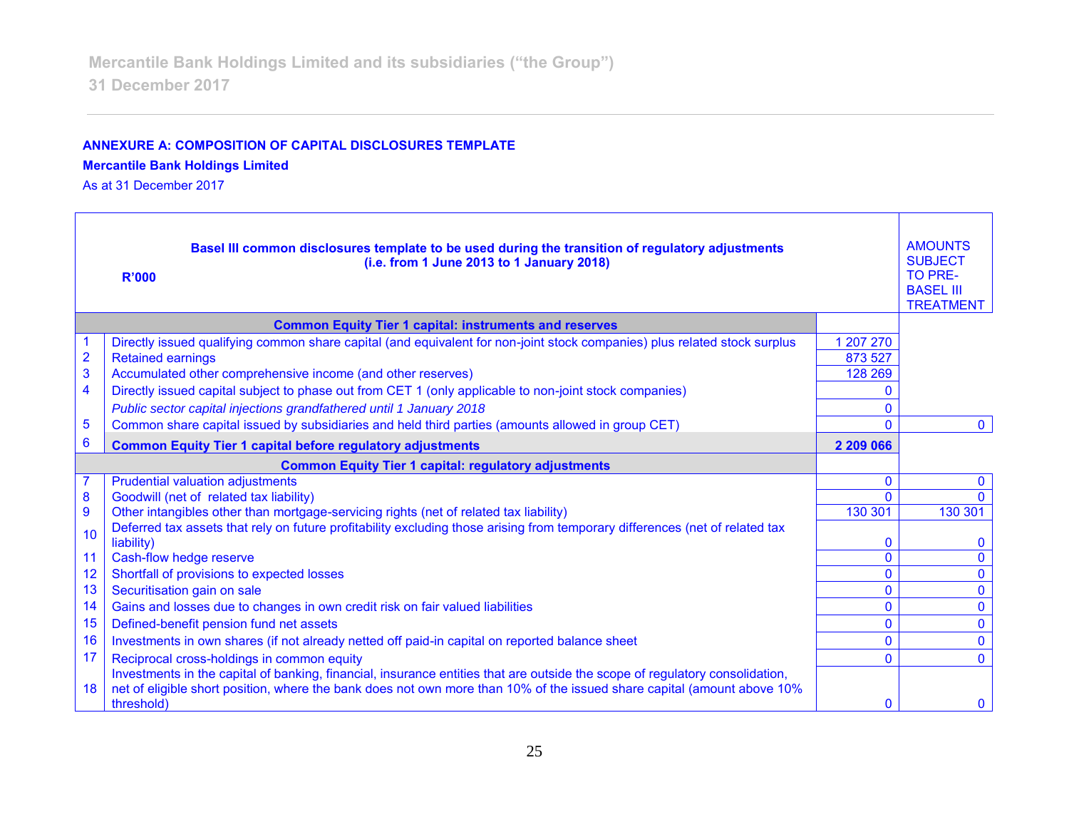**ANNEXURE A: COMPOSITION OF CAPITAL DISCLOSURES TEMPLATE**

**Mercantile Bank Holdings Limited**

As at 31 December 2017

| | **Basel III common disclosures template to be used during the transition of regulatory adjustments (i.e. from 1 June 2013 to 1 January 2018)** **R'000** | | AMOUNTS SUBJECT TO PRE-BASEL III TREATMENT |
|---|---|---|---|
| | **Common Equity Tier 1 capital: instruments and reserves** | | |
| 1 | Directly issued qualifying common share capital (and equivalent for non-joint stock companies) plus related stock surplus | 1 207 270 | |
| 2 | Retained earnings | 873 527 | |
| 3 | Accumulated other comprehensive income (and other reserves) | 128 269 | |
| 4 | Directly issued capital subject to phase out from CET 1 (only applicable to non-joint stock companies) | 0 | |
| | *Public sector capital injections grandfathered until 1 January 2018* | 0 | |
| 5 | Common share capital issued by subsidiaries and held third parties (amounts allowed in group CET) | 0 | 0 |
| 6 | **Common Equity Tier 1 capital before regulatory adjustments** | **2 209 066** | |
| | **Common Equity Tier 1 capital: regulatory adjustments** | | |
| 7 | Prudential valuation adjustments | 0 | 0 |
| 8 | Goodwill (net of related tax liability) | 0 | 0 |
| 9 | Other intangibles other than mortgage-servicing rights (net of related tax liability) | 130 301 | 130 301 |
| 10 | Deferred tax assets that rely on future profitability excluding those arising from temporary differences (net of related tax liability) | 0 | 0 |
| 11 | Cash-flow hedge reserve | 0 | 0 |
| 12 | Shortfall of provisions to expected losses | 0 | 0 |
| 13 | Securitisation gain on sale | 0 | 0 |
| 14 | Gains and losses due to changes in own credit risk on fair valued liabilities | 0 | 0 |
| 15 | Defined-benefit pension fund net assets | 0 | 0 |
| 16 | Investments in own shares (if not already netted off paid-in capital on reported balance sheet | 0 | 0 |
| 17 | Reciprocal cross-holdings in common equity | 0 | 0 |
| 18 | Investments in the capital of banking, financial, insurance entities that are outside the scope of regulatory consolidation, net of eligible short position, where the bank does not own more than 10% of the issued share capital (amount above 10% threshold) | 0 | 0 |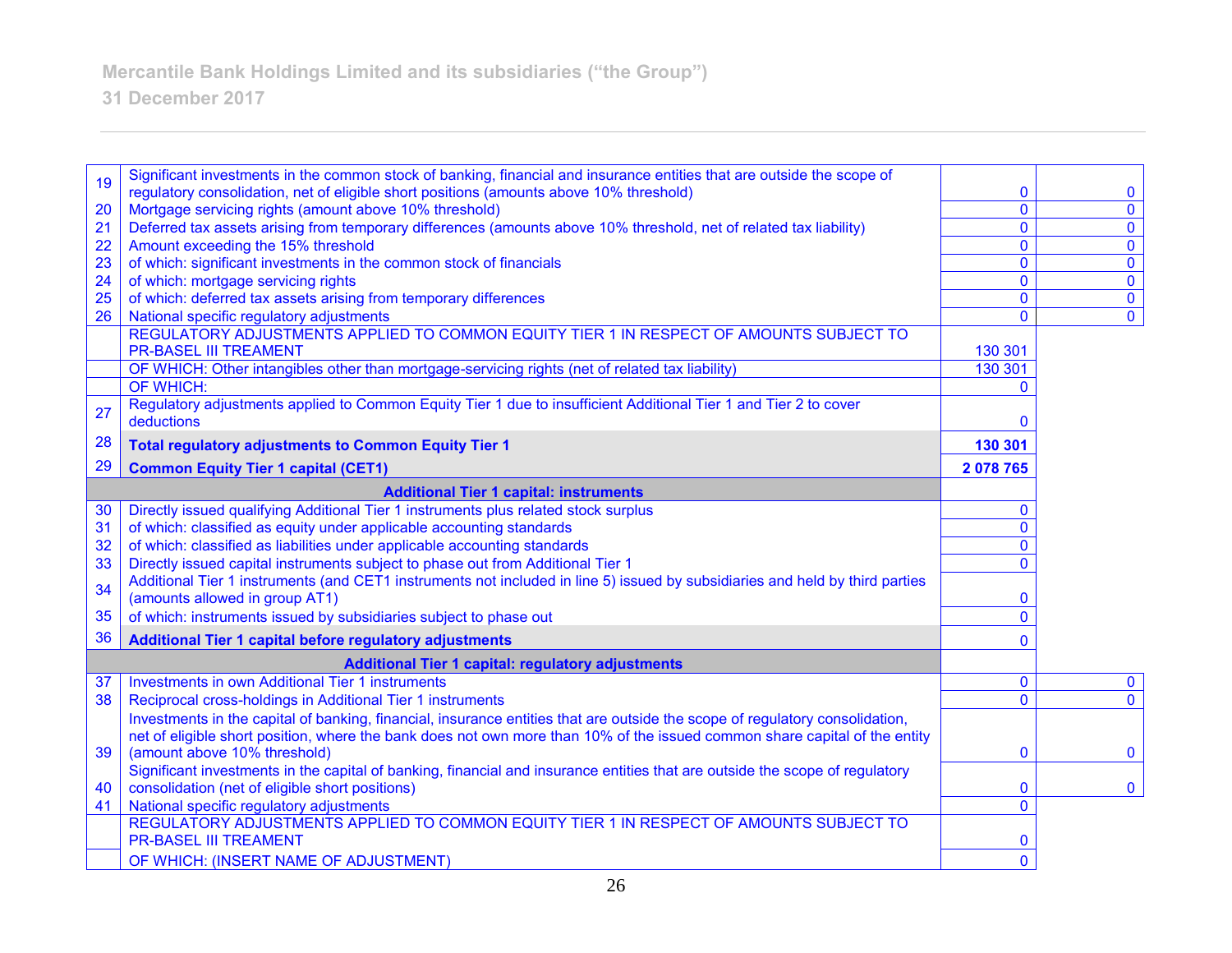| | | | |
|---|---|---|---|
| 19 | Significant investments in the common stock of banking, financial and insurance entities that are outside the scope of regulatory consolidation, net of eligible short positions (amounts above 10% threshold) | 0 | 0 |
| 20 | Mortgage servicing rights (amount above 10% threshold) | 0 | 0 |
| 21 | Deferred tax assets arising from temporary differences (amounts above 10% threshold, net of related tax liability) | 0 | 0 |
| 22 | Amount exceeding the 15% threshold | 0 | 0 |
| 23 | of which: significant investments in the common stock of financials | 0 | 0 |
| 24 | of which: mortgage servicing rights | 0 | 0 |
| 25 | of which: deferred tax assets arising from temporary differences | 0 | 0 |
| 26 | National specific regulatory adjustments | 0 | 0 |
| | REGULATORY ADJUSTMENTS APPLIED TO COMMON EQUITY TIER 1 IN RESPECT OF AMOUNTS SUBJECT TO PR-BASEL III TREAMENT | 130 301 | |
| | OF WHICH: Other intangibles other than mortgage-servicing rights (net of related tax liability) | 130 301 | |
| | OF WHICH: | 0 | |
| 27 | Regulatory adjustments applied to Common Equity Tier 1 due to insufficient Additional Tier 1 and Tier 2 to cover deductions | 0 | |
| 28 | **Total regulatory adjustments to Common Equity Tier 1** | **130 301** | |
| 29 | **Common Equity Tier 1 capital (CET1)** | **2 078 765** | |
| | **Additional Tier 1 capital: instruments** | | |
| 30 | Directly issued qualifying Additional Tier 1 instruments plus related stock surplus | 0 | |
| 31 | of which: classified as equity under applicable accounting standards | 0 | |
| 32 | of which: classified as liabilities under applicable accounting standards | 0 | |
| 33 | Directly issued capital instruments subject to phase out from Additional Tier 1 | 0 | |
| 34 | Additional Tier 1 instruments (and CET1 instruments not included in line 5) issued by subsidiaries and held by third parties (amounts allowed in group AT1) | 0 | |
| 35 | of which: instruments issued by subsidiaries subject to phase out | 0 | |
| 36 | **Additional Tier 1 capital before regulatory adjustments** | 0 | |
| | **Additional Tier 1 capital: regulatory adjustments** | | |
| 37 | Investments in own Additional Tier 1 instruments | 0 | 0 |
| 38 | Reciprocal cross-holdings in Additional Tier 1 instruments | 0 | 0 |
| 39 | Investments in the capital of banking, financial, insurance entities that are outside the scope of regulatory consolidation, net of eligible short position, where the bank does not own more than 10% of the issued common share capital of the entity (amount above 10% threshold) | 0 | 0 |
| 40 | Significant investments in the capital of banking, financial and insurance entities that are outside the scope of regulatory consolidation (net of eligible short positions) | 0 | 0 |
| 41 | National specific regulatory adjustments | 0 | |
| | REGULATORY ADJUSTMENTS APPLIED TO COMMON EQUITY TIER 1 IN RESPECT OF AMOUNTS SUBJECT TO PR-BASEL III TREAMENT | 0 | |
| | OF WHICH: (INSERT NAME OF ADJUSTMENT) | 0 | |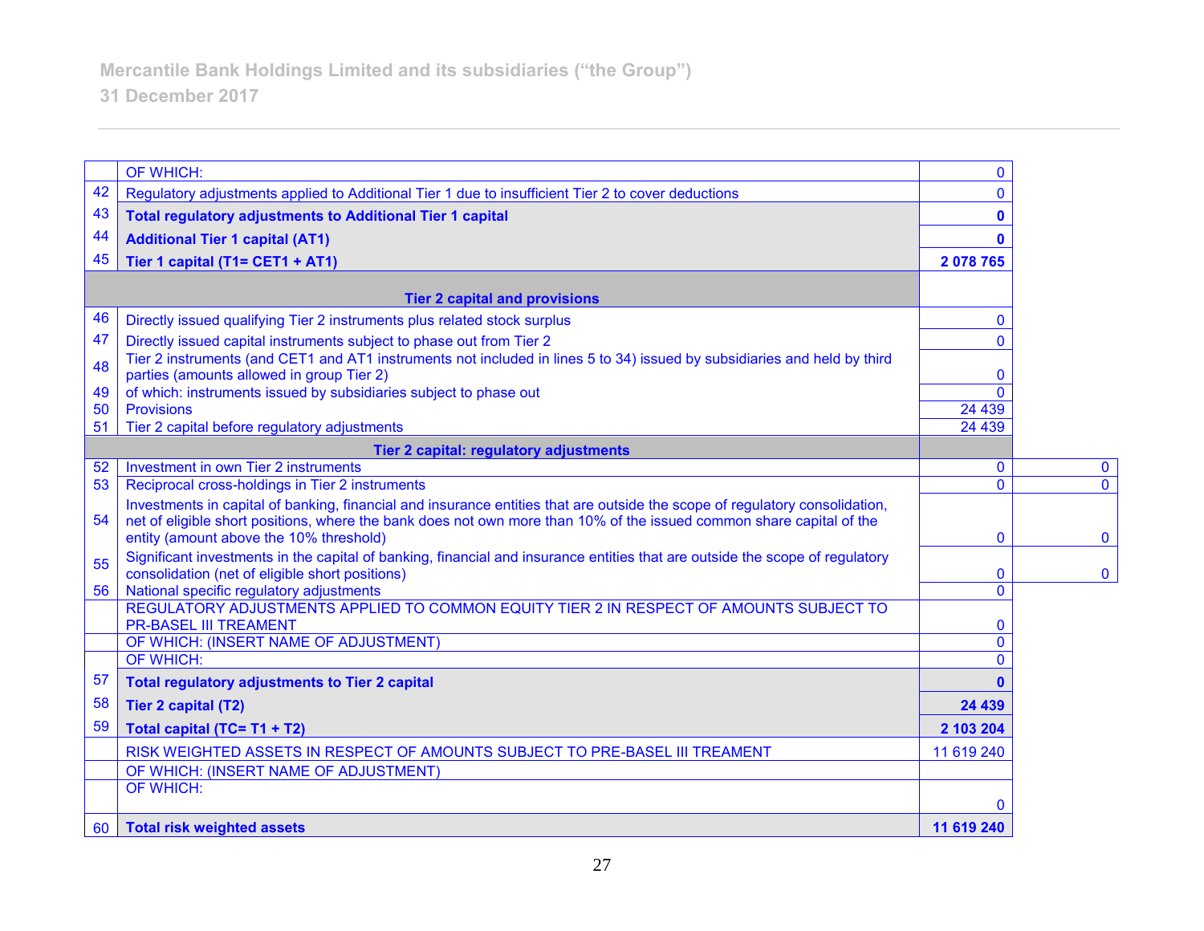| | | | |
|---|---|---|---|
| | OF WHICH: | 0 | |
| 42 | Regulatory adjustments applied to Additional Tier 1 due to insufficient Tier 2 to cover deductions | 0 | |
| 43 | **Total regulatory adjustments to Additional Tier 1 capital** | **0** | |
| 44 | **Additional Tier 1 capital (AT1)** | **0** | |
| 45 | **Tier 1 capital (T1= CET1 + AT1)** | **2 078 765** | |
| | **Tier 2 capital and provisions** | | |
| 46 | Directly issued qualifying Tier 2 instruments plus related stock surplus | 0 | |
| 47 | Directly issued capital instruments subject to phase out from Tier 2 | 0 | |
| 48 | Tier 2 instruments (and CET1 and AT1 instruments not included in lines 5 to 34) issued by subsidiaries and held by third parties (amounts allowed in group Tier 2) | 0 | |
| 49 | of which: instruments issued by subsidiaries subject to phase out | 0 | |
| 50 | Provisions | 24 439 | |
| 51 | Tier 2 capital before regulatory adjustments | 24 439 | |
| | **Tier 2 capital: regulatory adjustments** | | |
| 52 | Investment in own Tier 2 instruments | 0 | 0 |
| 53 | Reciprocal cross-holdings in Tier 2 instruments | 0 | 0 |
| 54 | Investments in capital of banking, financial and insurance entities that are outside the scope of regulatory consolidation, net of eligible short positions, where the bank does not own more than 10% of the issued common share capital of the entity (amount above the 10% threshold) | 0 | 0 |
| 55 | Significant investments in the capital of banking, financial and insurance entities that are outside the scope of regulatory consolidation (net of eligible short positions) | 0 | 0 |
| 56 | National specific regulatory adjustments | 0 | |
| | REGULATORY ADJUSTMENTS APPLIED TO COMMON EQUITY TIER 2 IN RESPECT OF AMOUNTS SUBJECT TO PR-BASEL III TREAMENT | 0 | |
| | OF WHICH: (INSERT NAME OF ADJUSTMENT) | 0 | |
| | OF WHICH: | 0 | |
| 57 | **Total regulatory adjustments to Tier 2 capital** | **0** | |
| 58 | **Tier 2 capital (T2)** | **24 439** | |
| 59 | **Total capital (TC= T1 + T2)** | **2 103 204** | |
| | RISK WEIGHTED ASSETS IN RESPECT OF AMOUNTS SUBJECT TO PRE-BASEL III TREAMENT | 11 619 240 | |
| | OF WHICH: (INSERT NAME OF ADJUSTMENT) | | |
| | OF WHICH: | 0 | |
| 60 | **Total risk weighted assets** | **11 619 240** | |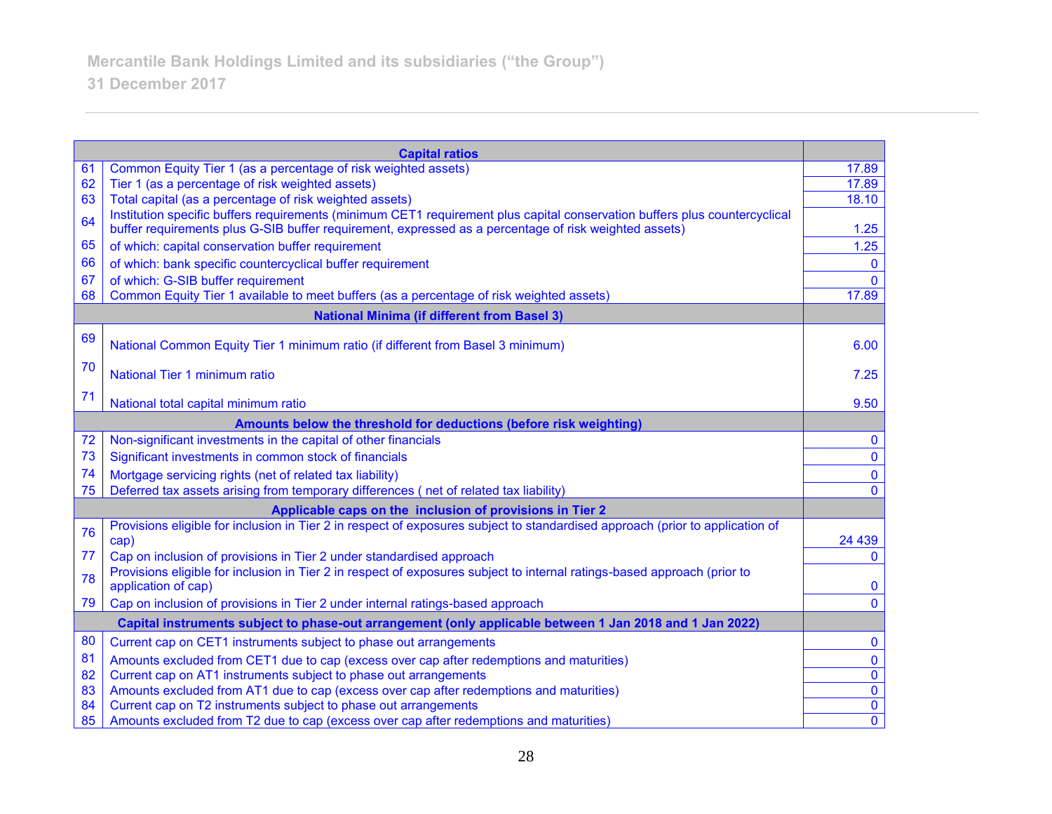| | Capital ratios | |
|---|---|---|
| 61 | Common Equity Tier 1 (as a percentage of risk weighted assets) | 17.89 |
| 62 | Tier 1 (as a percentage of risk weighted assets) | 17.89 |
| 63 | Total capital (as a percentage of risk weighted assets) | 18.10 |
| 64 | Institution specific buffers requirements (minimum CET1 requirement plus capital conservation buffers plus countercyclical buffer requirements plus G-SIB buffer requirement, expressed as a percentage of risk weighted assets) | 1.25 |
| 65 | of which: capital conservation buffer requirement | 1.25 |
| 66 | of which: bank specific countercyclical buffer requirement | 0 |
| 67 | of which: G-SIB buffer requirement | 0 |
| 68 | Common Equity Tier 1 available to meet buffers (as a percentage of risk weighted assets) | 17.89 |
| | **National Minima (if different from Basel 3)** | |
| 69 | National Common Equity Tier 1 minimum ratio (if different from Basel 3 minimum) | 6.00 |
| 70 | National Tier 1 minimum ratio | 7.25 |
| 71 | National total capital minimum ratio | 9.50 |
| | **Amounts below the threshold for deductions (before risk weighting)** | |
| 72 | Non-significant investments in the capital of other financials | 0 |
| 73 | Significant investments in common stock of financials | 0 |
| 74 | Mortgage servicing rights (net of related tax liability) | 0 |
| 75 | Deferred tax assets arising from temporary differences ( net of related tax liability) | 0 |
| | **Applicable caps on the inclusion of provisions in Tier 2** | |
| 76 | Provisions eligible for inclusion in Tier 2 in respect of exposures subject to standardised approach (prior to application of cap) | 24 439 |
| 77 | Cap on inclusion of provisions in Tier 2 under standardised approach | 0 |
| 78 | Provisions eligible for inclusion in Tier 2 in respect of exposures subject to internal ratings-based approach (prior to application of cap) | 0 |
| 79 | Cap on inclusion of provisions in Tier 2 under internal ratings-based approach | 0 |
| | **Capital instruments subject to phase-out arrangement (only applicable between 1 Jan 2018 and 1 Jan 2022)** | |
| 80 | Current cap on CET1 instruments subject to phase out arrangements | 0 |
| 81 | Amounts excluded from CET1 due to cap (excess over cap after redemptions and maturities) | 0 |
| 82 | Current cap on AT1 instruments subject to phase out arrangements | 0 |
| 83 | Amounts excluded from AT1 due to cap (excess over cap after redemptions and maturities) | 0 |
| 84 | Current cap on T2 instruments subject to phase out arrangements | 0 |
| 85 | Amounts excluded from T2 due to cap (excess over cap after redemptions and maturities) | 0 |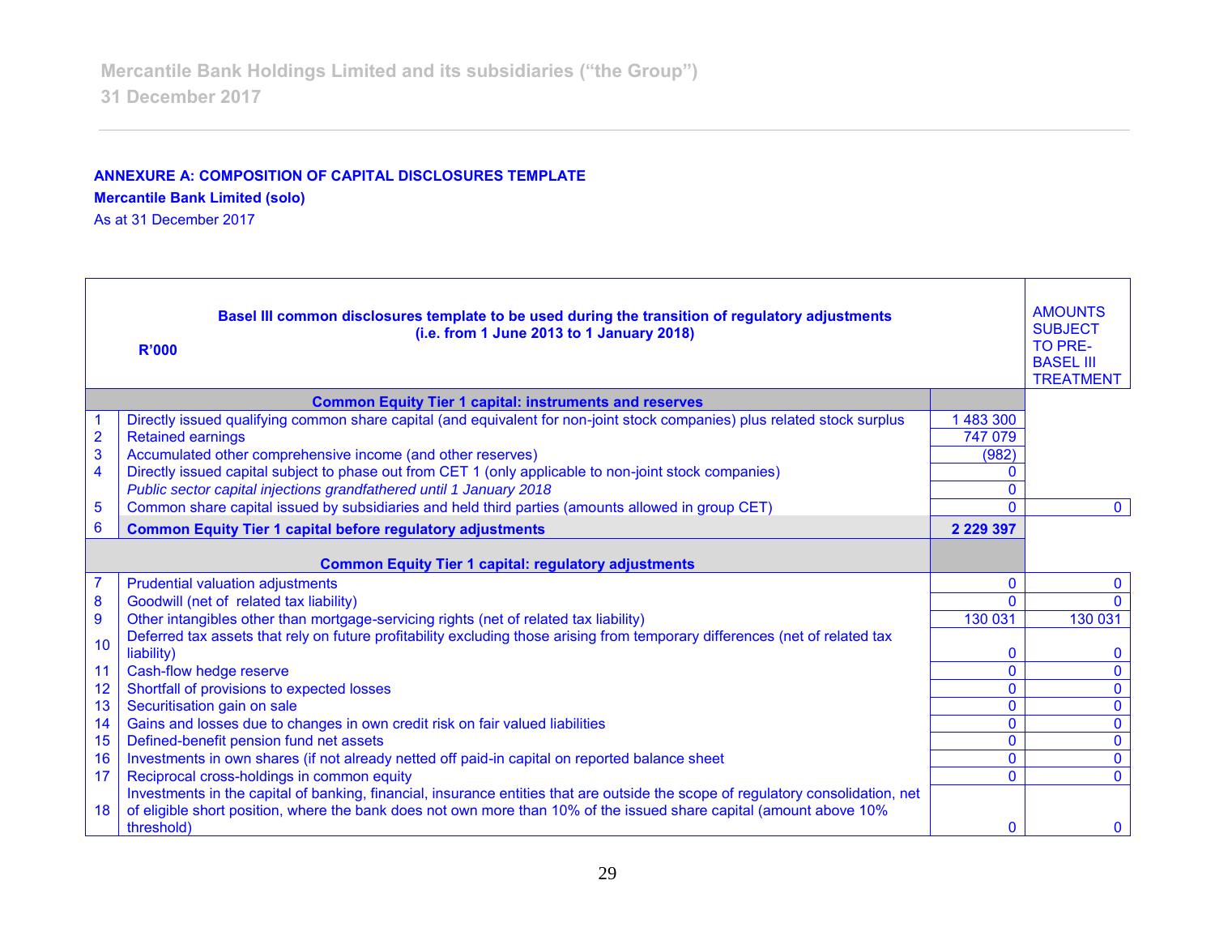**ANNEXURE A: COMPOSITION OF CAPITAL DISCLOSURES TEMPLATE**

**Mercantile Bank Limited (solo)**

As at 31 December 2017

| | **Basel III common disclosures template to be used during the transition of regulatory adjustments (i.e. from 1 June 2013 to 1 January 2018)** **R'000** | | AMOUNTS SUBJECT TO PRE-BASEL III TREATMENT |
|---|---|---|---|
| | **Common Equity Tier 1 capital: instruments and reserves** | | |
| 1 | Directly issued qualifying common share capital (and equivalent for non-joint stock companies) plus related stock surplus | 1 483 300 | |
| 2 | Retained earnings | 747 079 | |
| 3 | Accumulated other comprehensive income (and other reserves) | (982) | |
| 4 | Directly issued capital subject to phase out from CET 1 (only applicable to non-joint stock companies) | 0 | |
| | *Public sector capital injections grandfathered until 1 January 2018* | 0 | |
| 5 | Common share capital issued by subsidiaries and held third parties (amounts allowed in group CET) | 0 | 0 |
| 6 | **Common Equity Tier 1 capital before regulatory adjustments** | **2 229 397** | |
| | **Common Equity Tier 1 capital: regulatory adjustments** | | |
| 7 | Prudential valuation adjustments | 0 | 0 |
| 8 | Goodwill (net of related tax liability) | 0 | 0 |
| 9 | Other intangibles other than mortgage-servicing rights (net of related tax liability) | 130 031 | 130 031 |
| 10 | Deferred tax assets that rely on future profitability excluding those arising from temporary differences (net of related tax liability) | 0 | 0 |
| 11 | Cash-flow hedge reserve | 0 | 0 |
| 12 | Shortfall of provisions to expected losses | 0 | 0 |
| 13 | Securitisation gain on sale | 0 | 0 |
| 14 | Gains and losses due to changes in own credit risk on fair valued liabilities | 0 | 0 |
| 15 | Defined-benefit pension fund net assets | 0 | 0 |
| 16 | Investments in own shares (if not already netted off paid-in capital on reported balance sheet | 0 | 0 |
| 17 | Reciprocal cross-holdings in common equity | 0 | 0 |
| 18 | Investments in the capital of banking, financial, insurance entities that are outside the scope of regulatory consolidation, net of eligible short position, where the bank does not own more than 10% of the issued share capital (amount above 10% threshold) | 0 | 0 |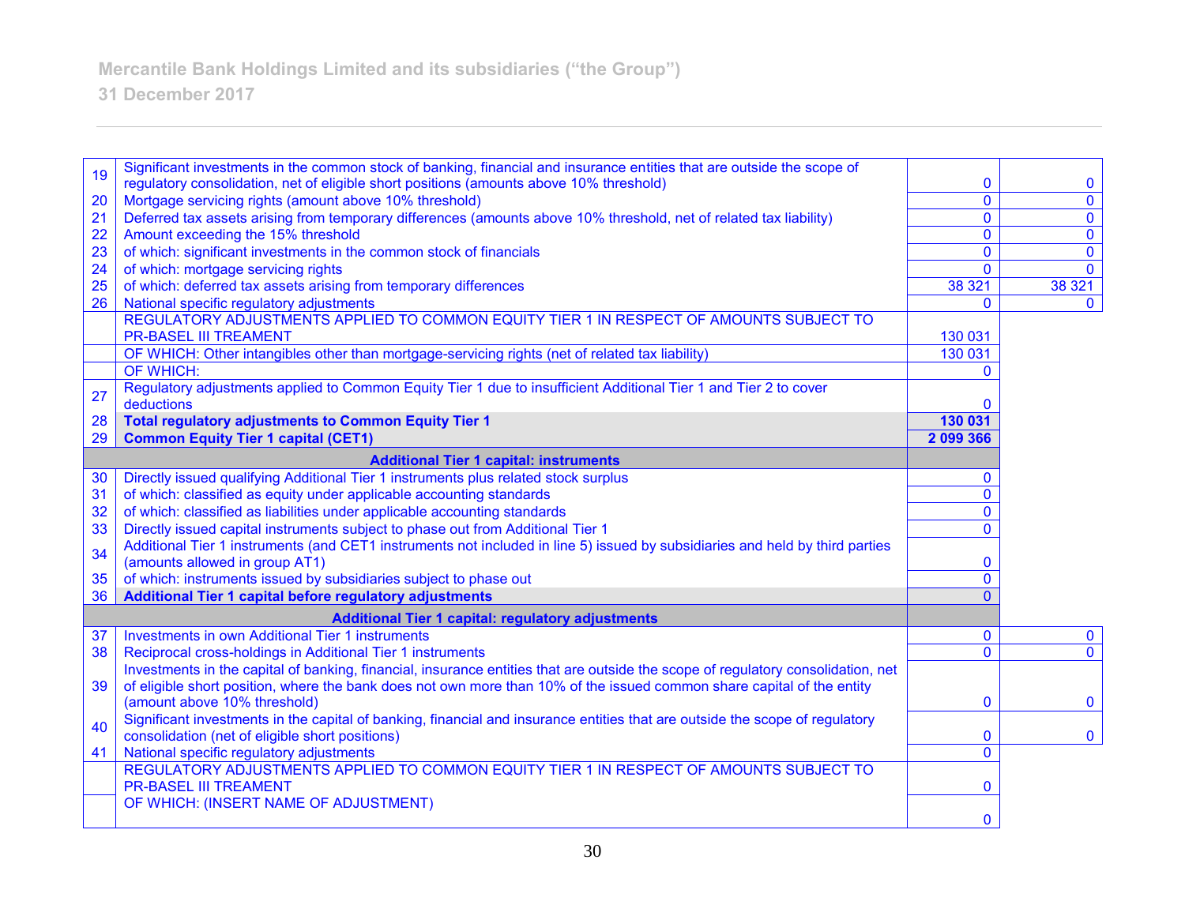| | | | |
|---|---|---|---|
| 19 | Significant investments in the common stock of banking, financial and insurance entities that are outside the scope of regulatory consolidation, net of eligible short positions (amounts above 10% threshold) | 0 | 0 |
| 20 | Mortgage servicing rights (amount above 10% threshold) | 0 | 0 |
| 21 | Deferred tax assets arising from temporary differences (amounts above 10% threshold, net of related tax liability) | 0 | 0 |
| 22 | Amount exceeding the 15% threshold | 0 | 0 |
| 23 | of which: significant investments in the common stock of financials | 0 | 0 |
| 24 | of which: mortgage servicing rights | 0 | 0 |
| 25 | of which: deferred tax assets arising from temporary differences | 38 321 | 38 321 |
| 26 | National specific regulatory adjustments | 0 | 0 |
| | REGULATORY ADJUSTMENTS APPLIED TO COMMON EQUITY TIER 1 IN RESPECT OF AMOUNTS SUBJECT TO PR-BASEL III TREAMENT | 130 031 | |
| | OF WHICH: Other intangibles other than mortgage-servicing rights (net of related tax liability) | 130 031 | |
| | OF WHICH: | 0 | |
| 27 | Regulatory adjustments applied to Common Equity Tier 1 due to insufficient Additional Tier 1 and Tier 2 to cover deductions | 0 | |
| 28 | **Total regulatory adjustments to Common Equity Tier 1** | **130 031** | |
| 29 | **Common Equity Tier 1 capital (CET1)** | **2 099 366** | |
| | **Additional Tier 1 capital: instruments** | | |
| 30 | Directly issued qualifying Additional Tier 1 instruments plus related stock surplus | 0 | |
| 31 | of which: classified as equity under applicable accounting standards | 0 | |
| 32 | of which: classified as liabilities under applicable accounting standards | 0 | |
| 33 | Directly issued capital instruments subject to phase out from Additional Tier 1 | 0 | |
| 34 | Additional Tier 1 instruments (and CET1 instruments not included in line 5) issued by subsidiaries and held by third parties (amounts allowed in group AT1) | 0 | |
| 35 | of which: instruments issued by subsidiaries subject to phase out | 0 | |
| 36 | **Additional Tier 1 capital before regulatory adjustments** | 0 | |
| | **Additional Tier 1 capital: regulatory adjustments** | | |
| 37 | Investments in own Additional Tier 1 instruments | 0 | 0 |
| 38 | Reciprocal cross-holdings in Additional Tier 1 instruments | 0 | 0 |
| 39 | Investments in the capital of banking, financial, insurance entities that are outside the scope of regulatory consolidation, net of eligible short position, where the bank does not own more than 10% of the issued common share capital of the entity (amount above 10% threshold) | 0 | 0 |
| 40 | Significant investments in the capital of banking, financial and insurance entities that are outside the scope of regulatory consolidation (net of eligible short positions) | 0 | 0 |
| 41 | National specific regulatory adjustments | 0 | |
| | REGULATORY ADJUSTMENTS APPLIED TO COMMON EQUITY TIER 1 IN RESPECT OF AMOUNTS SUBJECT TO PR-BASEL III TREAMENT | 0 | |
| | OF WHICH: (INSERT NAME OF ADJUSTMENT) | 0 | |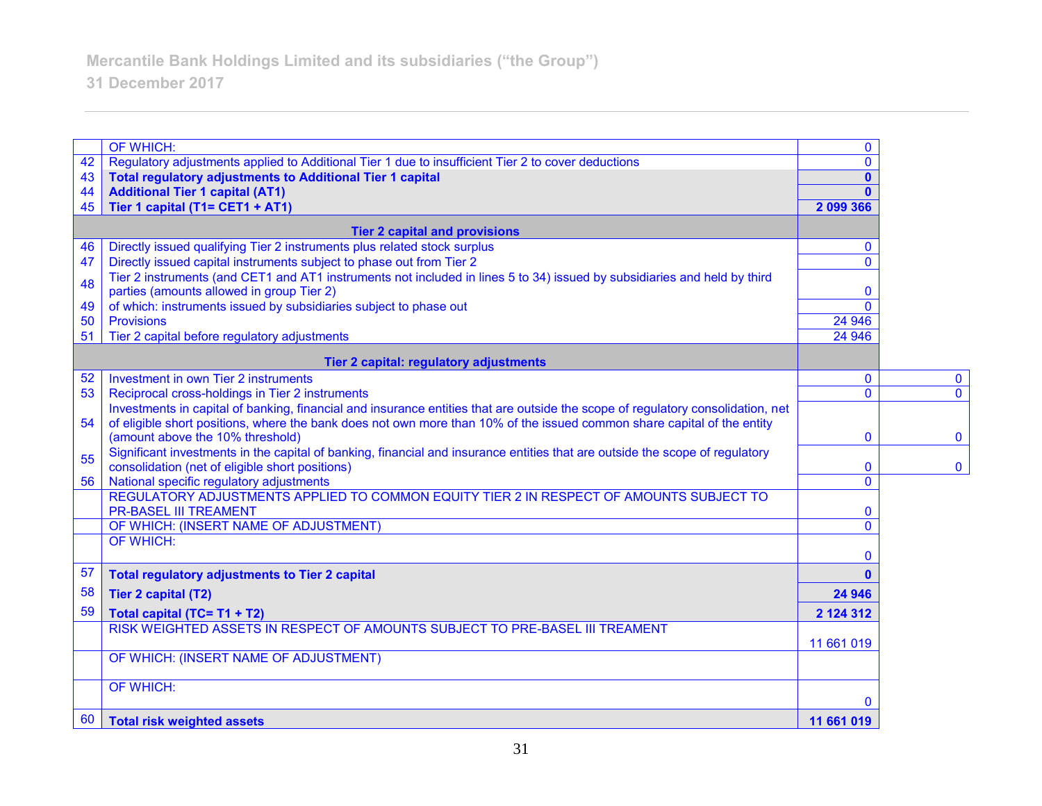| | | | |
|---|---|---|---|
| | OF WHICH: | 0 | |
| 42 | Regulatory adjustments applied to Additional Tier 1 due to insufficient Tier 2 to cover deductions | 0 | |
| 43 | **Total regulatory adjustments to Additional Tier 1 capital** | **0** | |
| 44 | **Additional Tier 1 capital (AT1)** | **0** | |
| 45 | **Tier 1 capital (T1= CET1 + AT1)** | **2 099 366** | |
| | **Tier 2 capital and provisions** | | |
| 46 | Directly issued qualifying Tier 2 instruments plus related stock surplus | 0 | |
| 47 | Directly issued capital instruments subject to phase out from Tier 2 | 0 | |
| 48 | Tier 2 instruments (and CET1 and AT1 instruments not included in lines 5 to 34) issued by subsidiaries and held by third parties (amounts allowed in group Tier 2) | 0 | |
| 49 | of which: instruments issued by subsidiaries subject to phase out | 0 | |
| 50 | Provisions | 24 946 | |
| 51 | Tier 2 capital before regulatory adjustments | 24 946 | |
| | **Tier 2 capital: regulatory adjustments** | | |
| 52 | Investment in own Tier 2 instruments | 0 | 0 |
| 53 | Reciprocal cross-holdings in Tier 2 instruments | 0 | 0 |
| 54 | Investments in capital of banking, financial and insurance entities that are outside the scope of regulatory consolidation, net of eligible short positions, where the bank does not own more than 10% of the issued common share capital of the entity (amount above the 10% threshold) | 0 | 0 |
| 55 | Significant investments in the capital of banking, financial and insurance entities that are outside the scope of regulatory consolidation (net of eligible short positions) | 0 | 0 |
| 56 | National specific regulatory adjustments | 0 | |
| | REGULATORY ADJUSTMENTS APPLIED TO COMMON EQUITY TIER 2 IN RESPECT OF AMOUNTS SUBJECT TO PR-BASEL III TREAMENT | 0 | |
| | OF WHICH: (INSERT NAME OF ADJUSTMENT) | 0 | |
| | OF WHICH: | 0 | |
| 57 | **Total regulatory adjustments to Tier 2 capital** | **0** | |
| 58 | **Tier 2 capital (T2)** | **24 946** | |
| 59 | **Total capital (TC= T1 + T2)** | **2 124 312** | |
| | RISK WEIGHTED ASSETS IN RESPECT OF AMOUNTS SUBJECT TO PRE-BASEL III TREAMENT | 11 661 019 | |
| | OF WHICH: (INSERT NAME OF ADJUSTMENT) | | |
| | OF WHICH: | 0 | |
| 60 | **Total risk weighted assets** | **11 661 019** | |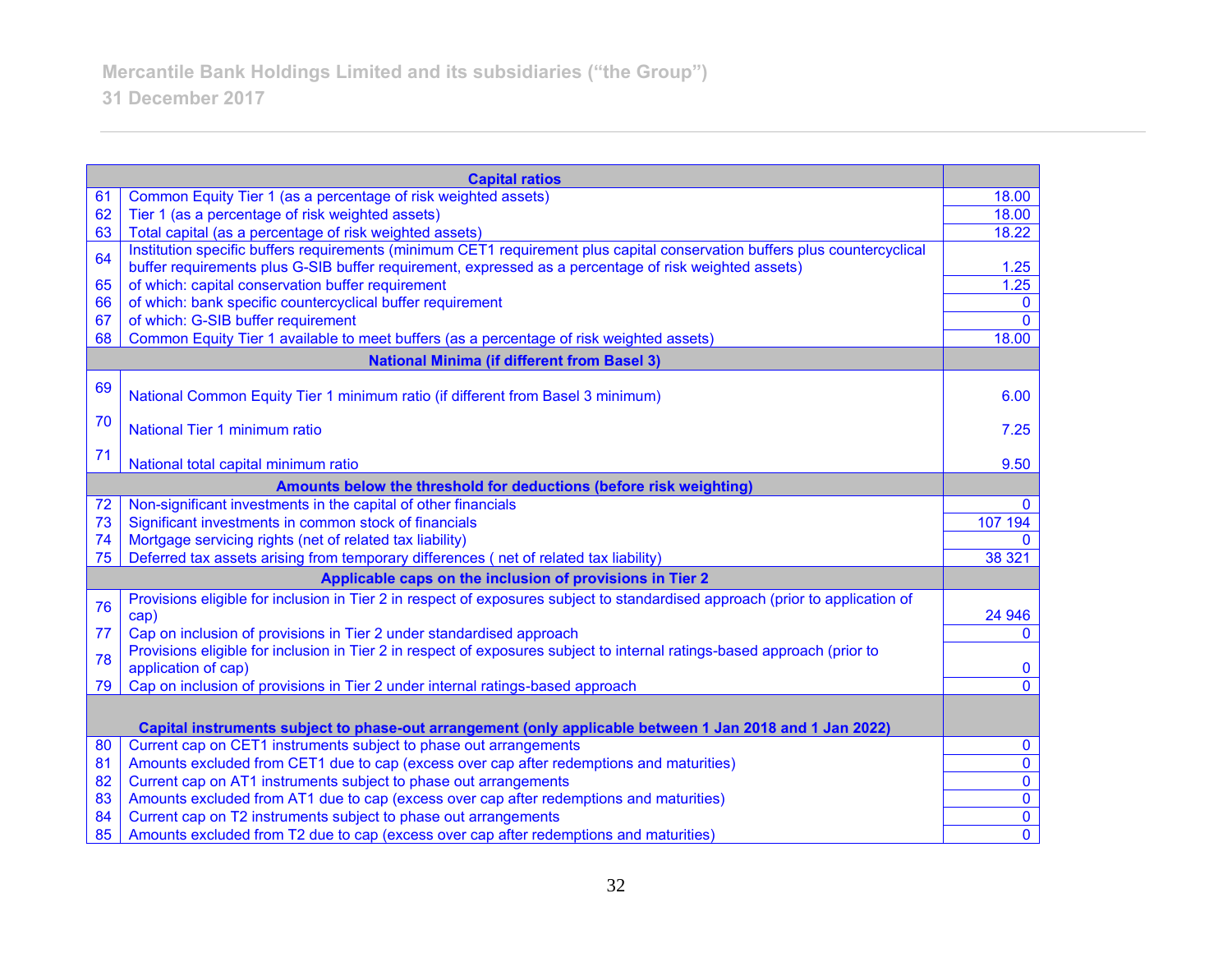| | Capital ratios | |
|---|---|---|
| 61 | Common Equity Tier 1 (as a percentage of risk weighted assets) | 18.00 |
| 62 | Tier 1 (as a percentage of risk weighted assets) | 18.00 |
| 63 | Total capital (as a percentage of risk weighted assets) | 18.22 |
| 64 | Institution specific buffers requirements (minimum CET1 requirement plus capital conservation buffers plus countercyclical buffer requirements plus G-SIB buffer requirement, expressed as a percentage of risk weighted assets) | 1.25 |
| 65 | of which: capital conservation buffer requirement | 1.25 |
| 66 | of which: bank specific countercyclical buffer requirement | 0 |
| 67 | of which: G-SIB buffer requirement | 0 |
| 68 | Common Equity Tier 1 available to meet buffers (as a percentage of risk weighted assets) | 18.00 |
| | **National Minima (if different from Basel 3)** | |
| 69 | National Common Equity Tier 1 minimum ratio (if different from Basel 3 minimum) | 6.00 |
| 70 | National Tier 1 minimum ratio | 7.25 |
| 71 | National total capital minimum ratio | 9.50 |
| | **Amounts below the threshold for deductions (before risk weighting)** | |
| 72 | Non-significant investments in the capital of other financials | 0 |
| 73 | Significant investments in common stock of financials | 107 194 |
| 74 | Mortgage servicing rights (net of related tax liability) | 0 |
| 75 | Deferred tax assets arising from temporary differences ( net of related tax liability) | 38 321 |
| | **Applicable caps on the inclusion of provisions in Tier 2** | |
| 76 | Provisions eligible for inclusion in Tier 2 in respect of exposures subject to standardised approach (prior to application of cap) | 24 946 |
| 77 | Cap on inclusion of provisions in Tier 2 under standardised approach | 0 |
| 78 | Provisions eligible for inclusion in Tier 2 in respect of exposures subject to internal ratings-based approach (prior to application of cap) | 0 |
| 79 | Cap on inclusion of provisions in Tier 2 under internal ratings-based approach | 0 |
| | **Capital instruments subject to phase-out arrangement (only applicable between 1 Jan 2018 and 1 Jan 2022)** | |
| 80 | Current cap on CET1 instruments subject to phase out arrangements | 0 |
| 81 | Amounts excluded from CET1 due to cap (excess over cap after redemptions and maturities) | 0 |
| 82 | Current cap on AT1 instruments subject to phase out arrangements | 0 |
| 83 | Amounts excluded from AT1 due to cap (excess over cap after redemptions and maturities) | 0 |
| 84 | Current cap on T2 instruments subject to phase out arrangements | 0 |
| 85 | Amounts excluded from T2 due to cap (excess over cap after redemptions and maturities) | 0 |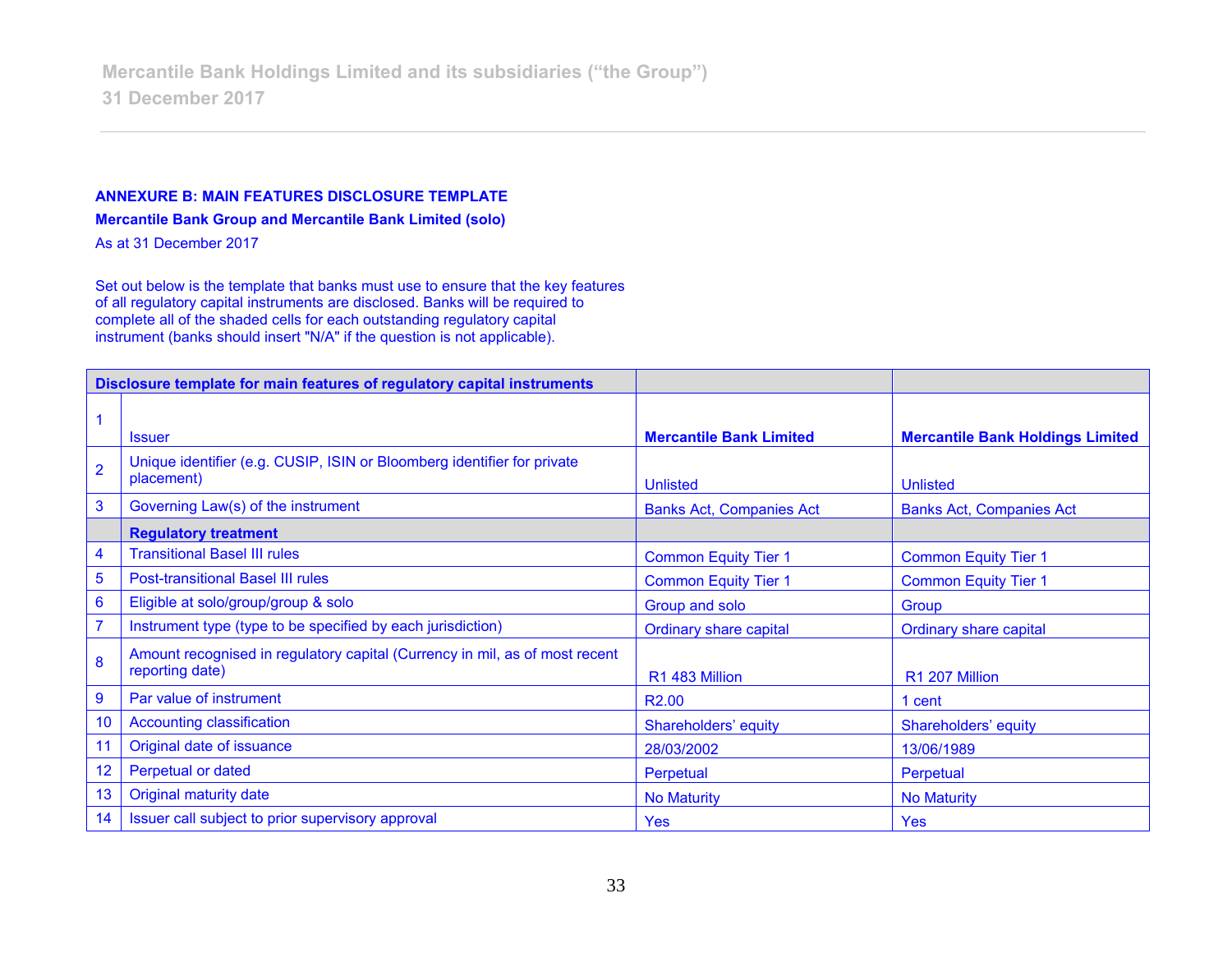**ANNEXURE B: MAIN FEATURES DISCLOSURE TEMPLATE**

**Mercantile Bank Group and Mercantile Bank Limited (solo)**

As at 31 December 2017

Set out below is the template that banks must use to ensure that the key features of all regulatory capital instruments are disclosed. Banks will be required to complete all of the shaded cells for each outstanding regulatory capital instrument (banks should insert "N/A" if the question is not applicable).

| **Disclosure template for main features of regulatory capital instruments** | | | |
|---|---|---|---|
| 1 | Issuer | **Mercantile Bank Limited** | **Mercantile Bank Holdings Limited** |
| 2 | Unique identifier (e.g. CUSIP, ISIN or Bloomberg identifier for private placement) | Unlisted | Unlisted |
| 3 | Governing Law(s) of the instrument | Banks Act, Companies Act | Banks Act, Companies Act |
| | **Regulatory treatment** | | |
| 4 | Transitional Basel III rules | Common Equity Tier 1 | Common Equity Tier 1 |
| 5 | Post-transitional Basel III rules | Common Equity Tier 1 | Common Equity Tier 1 |
| 6 | Eligible at solo/group/group & solo | Group and solo | Group |
| 7 | Instrument type (type to be specified by each jurisdiction) | Ordinary share capital | Ordinary share capital |
| 8 | Amount recognised in regulatory capital (Currency in mil, as of most recent reporting date) | R1 483 Million | R1 207 Million |
| 9 | Par value of instrument | R2.00 | 1 cent |
| 10 | Accounting classification | Shareholders' equity | Shareholders' equity |
| 11 | Original date of issuance | 28/03/2002 | 13/06/1989 |
| 12 | Perpetual or dated | Perpetual | Perpetual |
| 13 | Original maturity date | No Maturity | No Maturity |
| 14 | Issuer call subject to prior supervisory approval | Yes | Yes |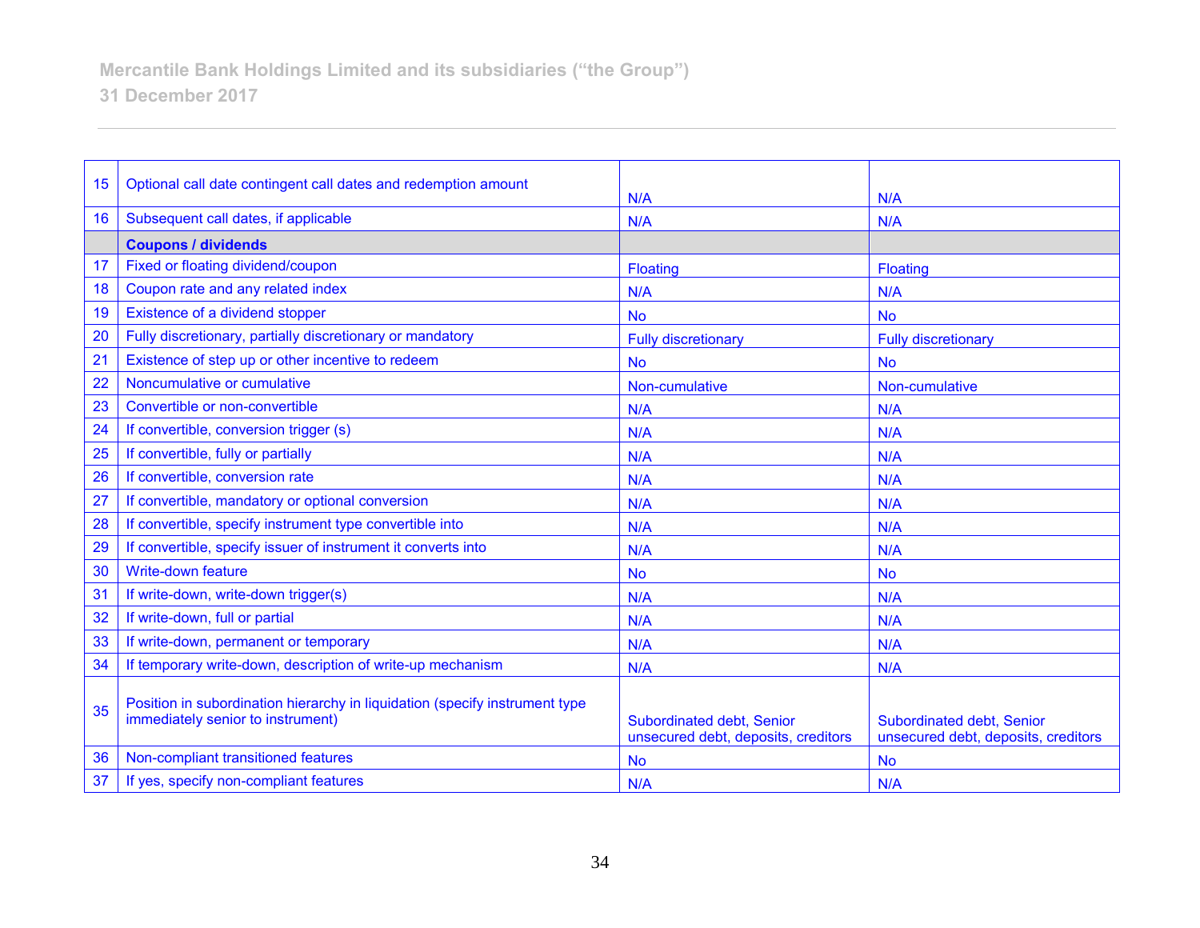| | | | |
|---|---|---|---|
| 15 | Optional call date contingent call dates and redemption amount | N/A | N/A |
| 16 | Subsequent call dates, if applicable | N/A | N/A |
| | **Coupons / dividends** | | |
| 17 | Fixed or floating dividend/coupon | Floating | Floating |
| 18 | Coupon rate and any related index | N/A | N/A |
| 19 | Existence of a dividend stopper | No | No |
| 20 | Fully discretionary, partially discretionary or mandatory | Fully discretionary | Fully discretionary |
| 21 | Existence of step up or other incentive to redeem | No | No |
| 22 | Noncumulative or cumulative | Non-cumulative | Non-cumulative |
| 23 | Convertible or non-convertible | N/A | N/A |
| 24 | If convertible, conversion trigger (s) | N/A | N/A |
| 25 | If convertible, fully or partially | N/A | N/A |
| 26 | If convertible, conversion rate | N/A | N/A |
| 27 | If convertible, mandatory or optional conversion | N/A | N/A |
| 28 | If convertible, specify instrument type convertible into | N/A | N/A |
| 29 | If convertible, specify issuer of instrument it converts into | N/A | N/A |
| 30 | Write-down feature | No | No |
| 31 | If write-down, write-down trigger(s) | N/A | N/A |
| 32 | If write-down, full or partial | N/A | N/A |
| 33 | If write-down, permanent or temporary | N/A | N/A |
| 34 | If temporary write-down, description of write-up mechanism | N/A | N/A |
| 35 | Position in subordination hierarchy in liquidation (specify instrument type immediately senior to instrument) | Subordinated debt, Senior unsecured debt, deposits, creditors | Subordinated debt, Senior unsecured debt, deposits, creditors |
| 36 | Non-compliant transitioned features | No | No |
| 37 | If yes, specify non-compliant features | N/A | N/A |